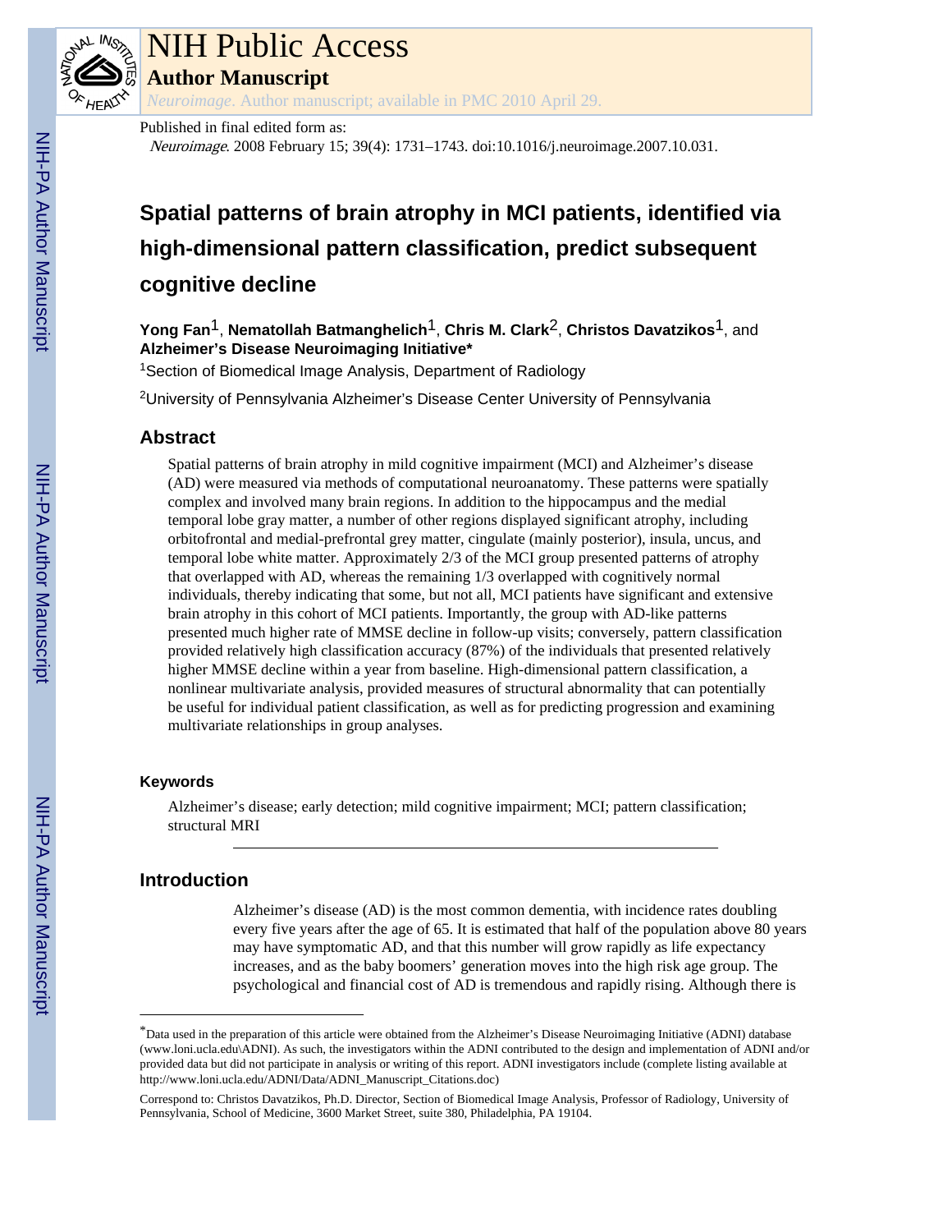# NIH Public Access

## Author Manuscript

*Neuroimage*. Author manuscript; available in PMC 2010 April 29.

Published in final edited form as:

*Neuroimage*. 2008 February 15; 39(4): 1731–1743. doi:10.1016/j.neuroimage.2007.10.031.

# Spatial patterns of brain atrophy in MCI patients, identified via high-dimensional pattern classification, predict subsequent cognitive decline

**Yong Fan**[1], **Nematollah Batmanghelich**[1], **Chris M. Clark**[2], **Christos Davatzikos**[1], and **Alzheimer's Disease Neuroimaging Initiative***

[1]Section of Biomedical Image Analysis, Department of Radiology

[2]University of Pennsylvania Alzheimer's Disease Center University of Pennsylvania

## Abstract

Spatial patterns of brain atrophy in mild cognitive impairment (MCI) and Alzheimer's disease (AD) were measured via methods of computational neuroanatomy. These patterns were spatially complex and involved many brain regions. In addition to the hippocampus and the medial temporal lobe gray matter, a number of other regions displayed significant atrophy, including orbitofrontal and medial-prefrontal grey matter, cingulate (mainly posterior), insula, uncus, and temporal lobe white matter. Approximately 2/3 of the MCI group presented patterns of atrophy that overlapped with AD, whereas the remaining 1/3 overlapped with cognitively normal individuals, thereby indicating that some, but not all, MCI patients have significant and extensive brain atrophy in this cohort of MCI patients. Importantly, the group with AD-like patterns presented much higher rate of MMSE decline in follow-up visits; conversely, pattern classification provided relatively high classification accuracy (87%) of the individuals that presented relatively higher MMSE decline within a year from baseline. High-dimensional pattern classification, a nonlinear multivariate analysis, provided measures of structural abnormality that can potentially be useful for individual patient classification, as well as for predicting progression and examining multivariate relationships in group analyses.

### Keywords

Alzheimer's disease; early detection; mild cognitive impairment; MCI; pattern classification; structural MRI

## Introduction

Alzheimer's disease (AD) is the most common dementia, with incidence rates doubling every five years after the age of 65. It is estimated that half of the population above 80 years may have symptomatic AD, and that this number will grow rapidly as life expectancy increases, and as the baby boomers' generation moves into the high risk age group. The psychological and financial cost of AD is tremendous and rapidly rising. Although there is

---

*Data used in the preparation of this article were obtained from the Alzheimer's Disease Neuroimaging Initiative (ADNI) database (www.loni.ucla.edu\ADNI). As such, the investigators within the ADNI contributed to the design and implementation of ADNI and/or provided data but did not participate in analysis or writing of this report. ADNI investigators include (complete listing available at http://www.loni.ucla.edu/ADNI/Data/ADNI_Manuscript_Citations.doc)

Correspond to: Christos Davatzikos, Ph.D. Director, Section of Biomedical Image Analysis, Professor of Radiology, University of Pennsylvania, School of Medicine, 3600 Market Street, suite 380, Philadelphia, PA 19104.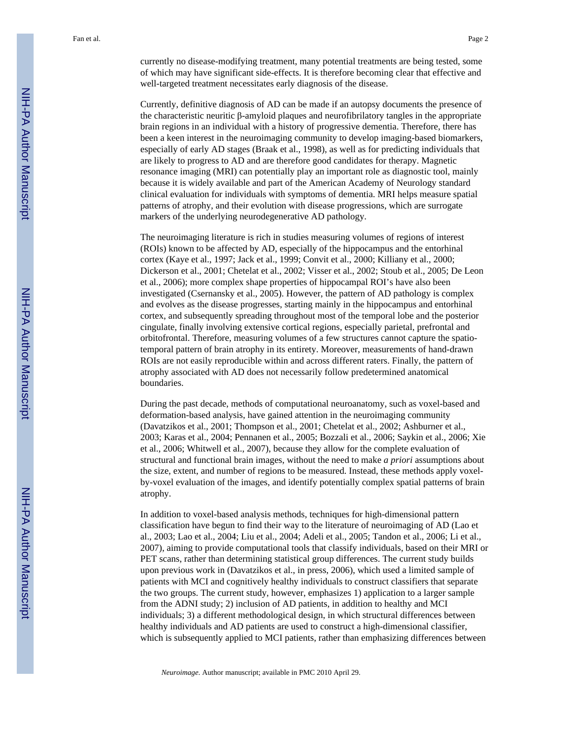currently no disease-modifying treatment, many potential treatments are being tested, some of which may have significant side-effects. It is therefore becoming clear that effective and well-targeted treatment necessitates early diagnosis of the disease.

Currently, definitive diagnosis of AD can be made if an autopsy documents the presence of the characteristic neuritic β-amyloid plaques and neurofibrilatory tangles in the appropriate brain regions in an individual with a history of progressive dementia. Therefore, there has been a keen interest in the neuroimaging community to develop imaging-based biomarkers, especially of early AD stages (Braak et al., 1998), as well as for predicting individuals that are likely to progress to AD and are therefore good candidates for therapy. Magnetic resonance imaging (MRI) can potentially play an important role as diagnostic tool, mainly because it is widely available and part of the American Academy of Neurology standard clinical evaluation for individuals with symptoms of dementia. MRI helps measure spatial patterns of atrophy, and their evolution with disease progressions, which are surrogate markers of the underlying neurodegenerative AD pathology.

The neuroimaging literature is rich in studies measuring volumes of regions of interest (ROIs) known to be affected by AD, especially of the hippocampus and the entorhinal cortex (Kaye et al., 1997; Jack et al., 1999; Convit et al., 2000; Killiany et al., 2000; Dickerson et al., 2001; Chetelat et al., 2002; Visser et al., 2002; Stoub et al., 2005; De Leon et al., 2006); more complex shape properties of hippocampal ROI's have also been investigated (Csernansky et al., 2005). However, the pattern of AD pathology is complex and evolves as the disease progresses, starting mainly in the hippocampus and entorhinal cortex, and subsequently spreading throughout most of the temporal lobe and the posterior cingulate, finally involving extensive cortical regions, especially parietal, prefrontal and orbitofrontal. Therefore, measuring volumes of a few structures cannot capture the spatio-temporal pattern of brain atrophy in its entirety. Moreover, measurements of hand-drawn ROIs are not easily reproducible within and across different raters. Finally, the pattern of atrophy associated with AD does not necessarily follow predetermined anatomical boundaries.

During the past decade, methods of computational neuroanatomy, such as voxel-based and deformation-based analysis, have gained attention in the neuroimaging community (Davatzikos et al., 2001; Thompson et al., 2001; Chetelat et al., 2002; Ashburner et al., 2003; Karas et al., 2004; Pennanen et al., 2005; Bozzali et al., 2006; Saykin et al., 2006; Xie et al., 2006; Whitwell et al., 2007), because they allow for the complete evaluation of structural and functional brain images, without the need to make *a priori* assumptions about the size, extent, and number of regions to be measured. Instead, these methods apply voxel-by-voxel evaluation of the images, and identify potentially complex spatial patterns of brain atrophy.

In addition to voxel-based analysis methods, techniques for high-dimensional pattern classification have begun to find their way to the literature of neuroimaging of AD (Lao et al., 2003; Lao et al., 2004; Liu et al., 2004; Adeli et al., 2005; Tandon et al., 2006; Li et al., 2007), aiming to provide computational tools that classify individuals, based on their MRI or PET scans, rather than determining statistical group differences. The current study builds upon previous work in (Davatzikos et al., in press, 2006), which used a limited sample of patients with MCI and cognitively healthy individuals to construct classifiers that separate the two groups. The current study, however, emphasizes 1) application to a larger sample from the ADNI study; 2) inclusion of AD patients, in addition to healthy and MCI individuals; 3) a different methodological design, in which structural differences between healthy individuals and AD patients are used to construct a high-dimensional classifier, which is subsequently applied to MCI patients, rather than emphasizing differences between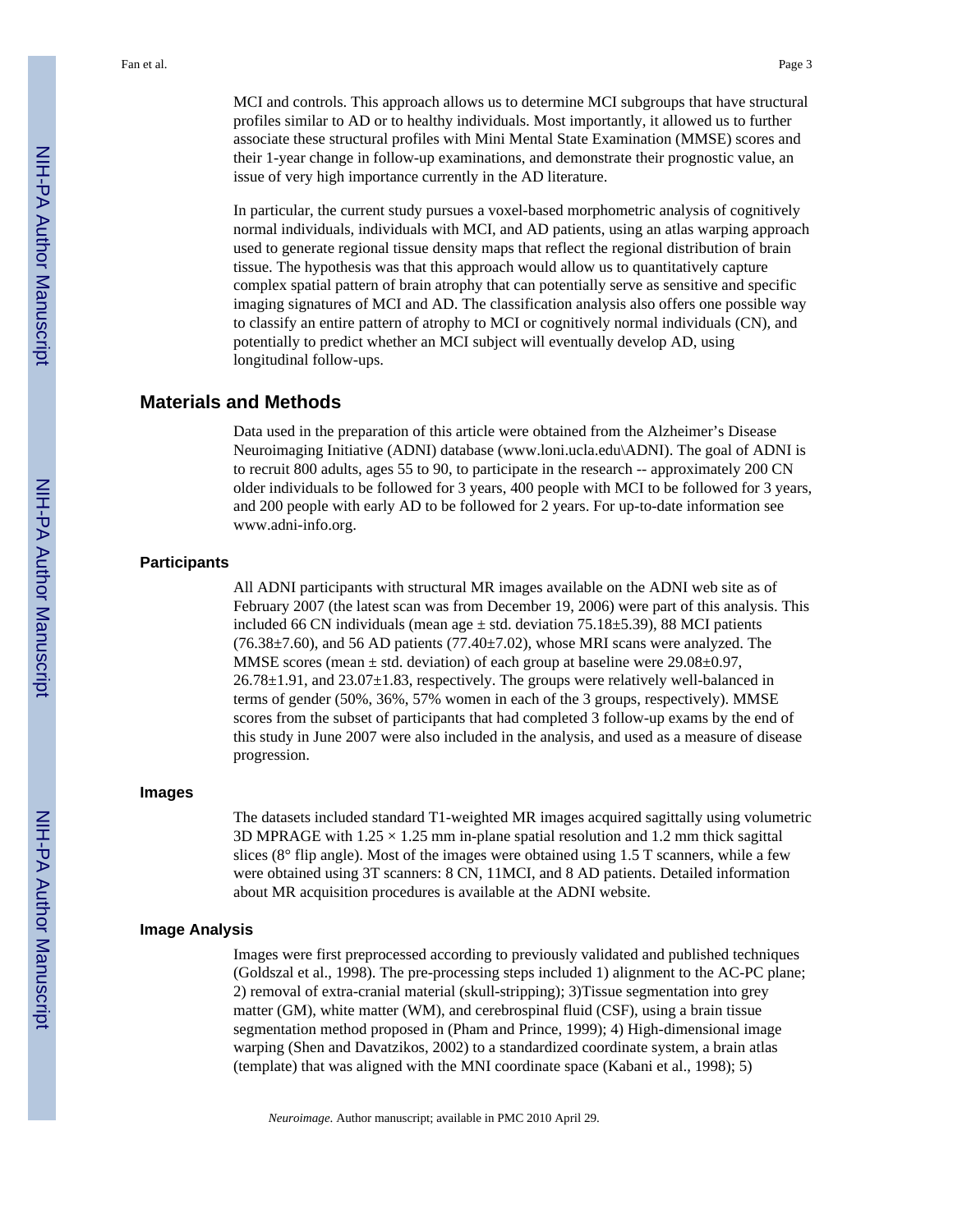MCI and controls. This approach allows us to determine MCI subgroups that have structural profiles similar to AD or to healthy individuals. Most importantly, it allowed us to further associate these structural profiles with Mini Mental State Examination (MMSE) scores and their 1-year change in follow-up examinations, and demonstrate their prognostic value, an issue of very high importance currently in the AD literature.

In particular, the current study pursues a voxel-based morphometric analysis of cognitively normal individuals, individuals with MCI, and AD patients, using an atlas warping approach used to generate regional tissue density maps that reflect the regional distribution of brain tissue. The hypothesis was that this approach would allow us to quantitatively capture complex spatial pattern of brain atrophy that can potentially serve as sensitive and specific imaging signatures of MCI and AD. The classification analysis also offers one possible way to classify an entire pattern of atrophy to MCI or cognitively normal individuals (CN), and potentially to predict whether an MCI subject will eventually develop AD, using longitudinal follow-ups.

## Materials and Methods

Data used in the preparation of this article were obtained from the Alzheimer's Disease Neuroimaging Initiative (ADNI) database (www.loni.ucla.edu\ADNI). The goal of ADNI is to recruit 800 adults, ages 55 to 90, to participate in the research -- approximately 200 CN older individuals to be followed for 3 years, 400 people with MCI to be followed for 3 years, and 200 people with early AD to be followed for 2 years. For up-to-date information see www.adni-info.org.

### Participants

All ADNI participants with structural MR images available on the ADNI web site as of February 2007 (the latest scan was from December 19, 2006) were part of this analysis. This included 66 CN individuals (mean age ± std. deviation 75.18±5.39), 88 MCI patients (76.38±7.60), and 56 AD patients (77.40±7.02), whose MRI scans were analyzed. The MMSE scores (mean ± std. deviation) of each group at baseline were 29.08±0.97, 26.78±1.91, and 23.07±1.83, respectively. The groups were relatively well-balanced in terms of gender (50%, 36%, 57% women in each of the 3 groups, respectively). MMSE scores from the subset of participants that had completed 3 follow-up exams by the end of this study in June 2007 were also included in the analysis, and used as a measure of disease progression.

### Images

The datasets included standard T1-weighted MR images acquired sagittally using volumetric 3D MPRAGE with 1.25 × 1.25 mm in-plane spatial resolution and 1.2 mm thick sagittal slices (8° flip angle). Most of the images were obtained using 1.5 T scanners, while a few were obtained using 3T scanners: 8 CN, 11MCI, and 8 AD patients. Detailed information about MR acquisition procedures is available at the ADNI website.

### Image Analysis

Images were first preprocessed according to previously validated and published techniques (Goldszal et al., 1998). The pre-processing steps included 1) alignment to the AC-PC plane; 2) removal of extra-cranial material (skull-stripping); 3)Tissue segmentation into grey matter (GM), white matter (WM), and cerebrospinal fluid (CSF), using a brain tissue segmentation method proposed in (Pham and Prince, 1999); 4) High-dimensional image warping (Shen and Davatzikos, 2002) to a standardized coordinate system, a brain atlas (template) that was aligned with the MNI coordinate space (Kabani et al., 1998); 5)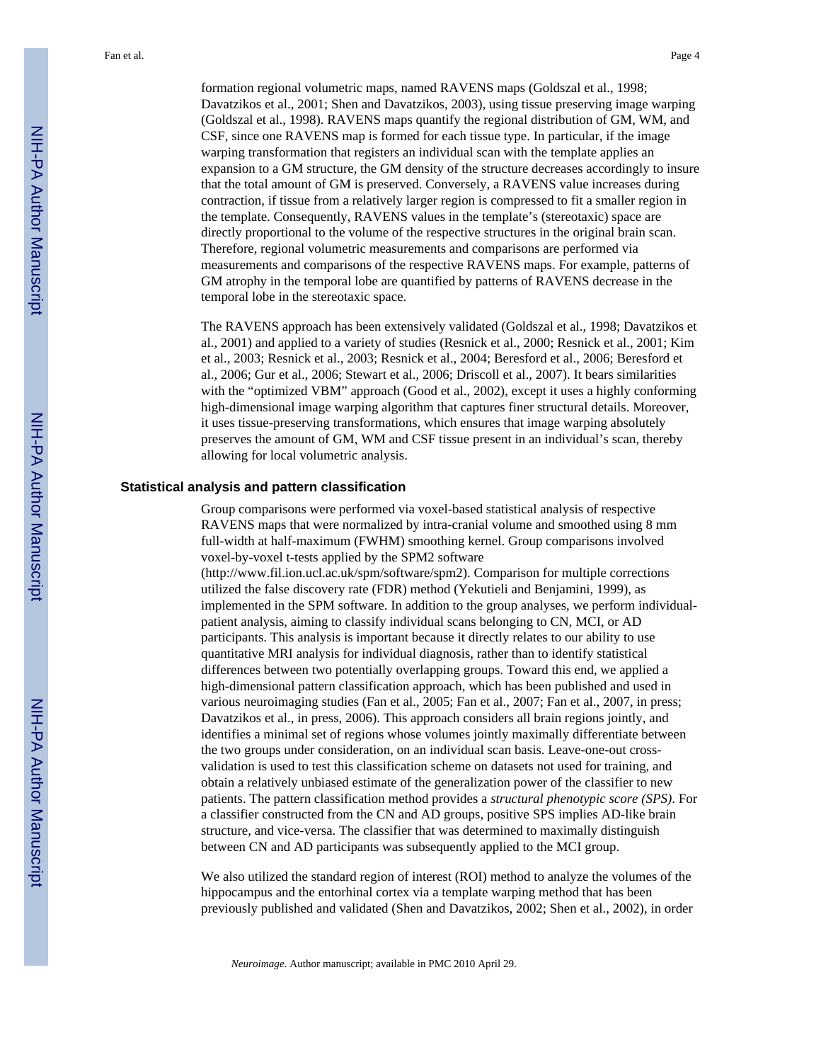formation regional volumetric maps, named RAVENS maps (Goldszal et al., 1998; Davatzikos et al., 2001; Shen and Davatzikos, 2003), using tissue preserving image warping (Goldszal et al., 1998). RAVENS maps quantify the regional distribution of GM, WM, and CSF, since one RAVENS map is formed for each tissue type. In particular, if the image warping transformation that registers an individual scan with the template applies an expansion to a GM structure, the GM density of the structure decreases accordingly to insure that the total amount of GM is preserved. Conversely, a RAVENS value increases during contraction, if tissue from a relatively larger region is compressed to fit a smaller region in the template. Consequently, RAVENS values in the template's (stereotaxic) space are directly proportional to the volume of the respective structures in the original brain scan. Therefore, regional volumetric measurements and comparisons are performed via measurements and comparisons of the respective RAVENS maps. For example, patterns of GM atrophy in the temporal lobe are quantified by patterns of RAVENS decrease in the temporal lobe in the stereotaxic space.

The RAVENS approach has been extensively validated (Goldszal et al., 1998; Davatzikos et al., 2001) and applied to a variety of studies (Resnick et al., 2000; Resnick et al., 2001; Kim et al., 2003; Resnick et al., 2003; Resnick et al., 2004; Beresford et al., 2006; Beresford et al., 2006; Gur et al., 2006; Stewart et al., 2006; Driscoll et al., 2007). It bears similarities with the "optimized VBM" approach (Good et al., 2002), except it uses a highly conforming high-dimensional image warping algorithm that captures finer structural details. Moreover, it uses tissue-preserving transformations, which ensures that image warping absolutely preserves the amount of GM, WM and CSF tissue present in an individual's scan, thereby allowing for local volumetric analysis.

### Statistical analysis and pattern classification

Group comparisons were performed via voxel-based statistical analysis of respective RAVENS maps that were normalized by intra-cranial volume and smoothed using 8 mm full-width at half-maximum (FWHM) smoothing kernel. Group comparisons involved voxel-by-voxel t-tests applied by the SPM2 software (http://www.fil.ion.ucl.ac.uk/spm/software/spm2). Comparison for multiple corrections utilized the false discovery rate (FDR) method (Yekutieli and Benjamini, 1999), as implemented in the SPM software. In addition to the group analyses, we perform individual-patient analysis, aiming to classify individual scans belonging to CN, MCI, or AD participants. This analysis is important because it directly relates to our ability to use quantitative MRI analysis for individual diagnosis, rather than to identify statistical differences between two potentially overlapping groups. Toward this end, we applied a high-dimensional pattern classification approach, which has been published and used in various neuroimaging studies (Fan et al., 2005; Fan et al., 2007; Fan et al., 2007, in press; Davatzikos et al., in press, 2006). This approach considers all brain regions jointly, and identifies a minimal set of regions whose volumes jointly maximally differentiate between the two groups under consideration, on an individual scan basis. Leave-one-out cross-validation is used to test this classification scheme on datasets not used for training, and obtain a relatively unbiased estimate of the generalization power of the classifier to new patients. The pattern classification method provides a *structural phenotypic score (SPS)*. For a classifier constructed from the CN and AD groups, positive SPS implies AD-like brain structure, and vice-versa. The classifier that was determined to maximally distinguish between CN and AD participants was subsequently applied to the MCI group.

We also utilized the standard region of interest (ROI) method to analyze the volumes of the hippocampus and the entorhinal cortex via a template warping method that has been previously published and validated (Shen and Davatzikos, 2002; Shen et al., 2002), in order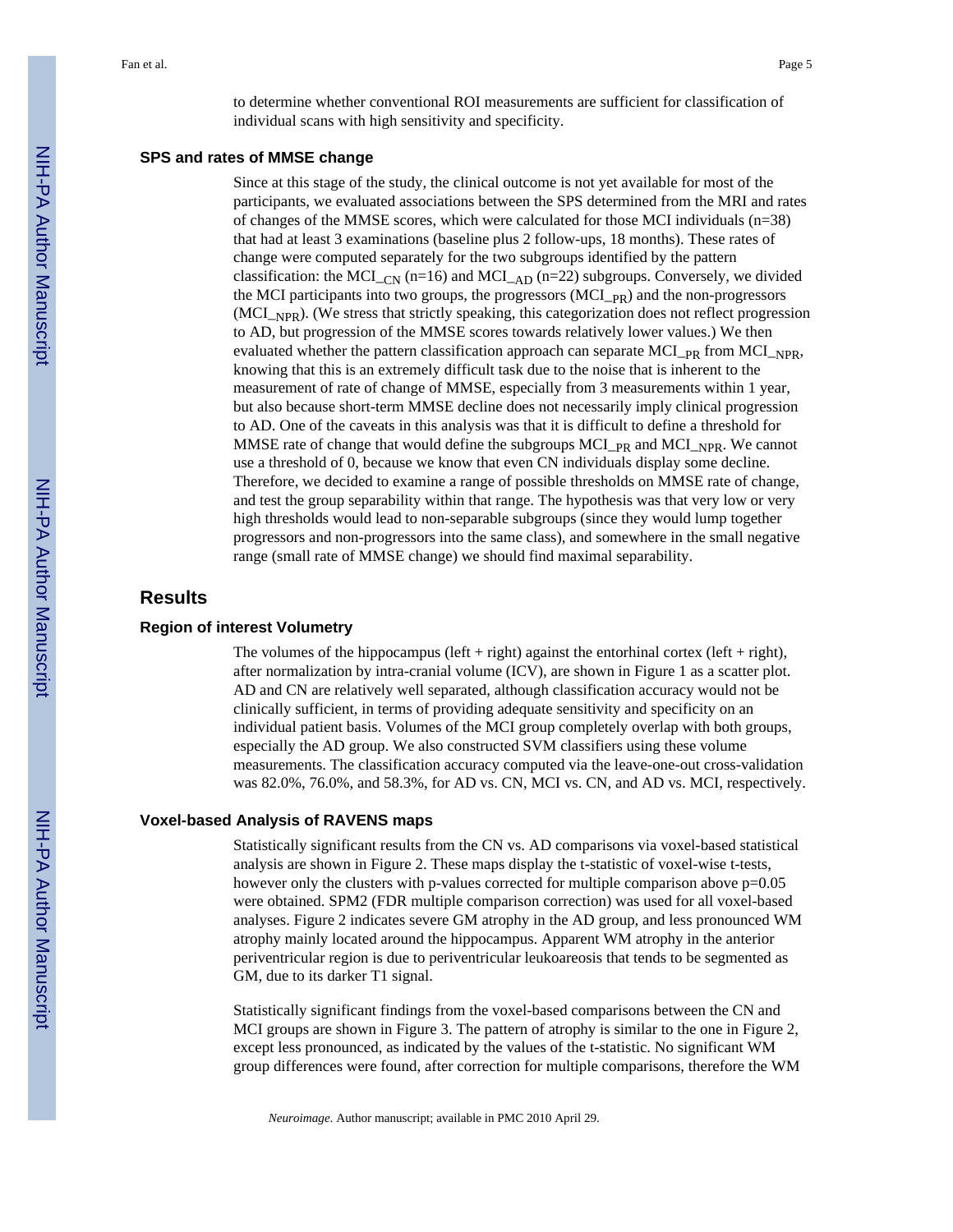to determine whether conventional ROI measurements are sufficient for classification of individual scans with high sensitivity and specificity.

### SPS and rates of MMSE change

Since at this stage of the study, the clinical outcome is not yet available for most of the participants, we evaluated associations between the SPS determined from the MRI and rates of changes of the MMSE scores, which were calculated for those MCI individuals (n=38) that had at least 3 examinations (baseline plus 2 follow-ups, 18 months). These rates of change were computed separately for the two subgroups identified by the pattern classification: the $MCI_{\_CN}$ (n=16) and $MCI_{\_AD}$ (n=22) subgroups. Conversely, we divided the MCI participants into two groups, the progressors ($MCI_{\_PR}$) and the non-progressors ($MCI_{\_NPR}$). (We stress that strictly speaking, this categorization does not reflect progression to AD, but progression of the MMSE scores towards relatively lower values.) We then evaluated whether the pattern classification approach can separate $MCI_{\_PR}$ from $MCI_{\_NPR}$, knowing that this is an extremely difficult task due to the noise that is inherent to the measurement of rate of change of MMSE, especially from 3 measurements within 1 year, but also because short-term MMSE decline does not necessarily imply clinical progression to AD. One of the caveats in this analysis was that it is difficult to define a threshold for MMSE rate of change that would define the subgroups $MCI_{\_PR}$ and $MCI_{\_NPR}$. We cannot use a threshold of 0, because we know that even CN individuals display some decline. Therefore, we decided to examine a range of possible thresholds on MMSE rate of change, and test the group separability within that range. The hypothesis was that very low or very high thresholds would lead to non-separable subgroups (since they would lump together progressors and non-progressors into the same class), and somewhere in the small negative range (small rate of MMSE change) we should find maximal separability.

## Results

### Region of interest Volumetry

The volumes of the hippocampus (left + right) against the entorhinal cortex (left + right), after normalization by intra-cranial volume (ICV), are shown in Figure 1 as a scatter plot. AD and CN are relatively well separated, although classification accuracy would not be clinically sufficient, in terms of providing adequate sensitivity and specificity on an individual patient basis. Volumes of the MCI group completely overlap with both groups, especially the AD group. We also constructed SVM classifiers using these volume measurements. The classification accuracy computed via the leave-one-out cross-validation was 82.0%, 76.0%, and 58.3%, for AD vs. CN, MCI vs. CN, and AD vs. MCI, respectively.

### Voxel-based Analysis of RAVENS maps

Statistically significant results from the CN vs. AD comparisons via voxel-based statistical analysis are shown in Figure 2. These maps display the t-statistic of voxel-wise t-tests, however only the clusters with p-values corrected for multiple comparison above p=0.05 were obtained. SPM2 (FDR multiple comparison correction) was used for all voxel-based analyses. Figure 2 indicates severe GM atrophy in the AD group, and less pronounced WM atrophy mainly located around the hippocampus. Apparent WM atrophy in the anterior periventricular region is due to periventricular leukoareosis that tends to be segmented as GM, due to its darker T1 signal.

Statistically significant findings from the voxel-based comparisons between the CN and MCI groups are shown in Figure 3. The pattern of atrophy is similar to the one in Figure 2, except less pronounced, as indicated by the values of the t-statistic. No significant WM group differences were found, after correction for multiple comparisons, therefore the WM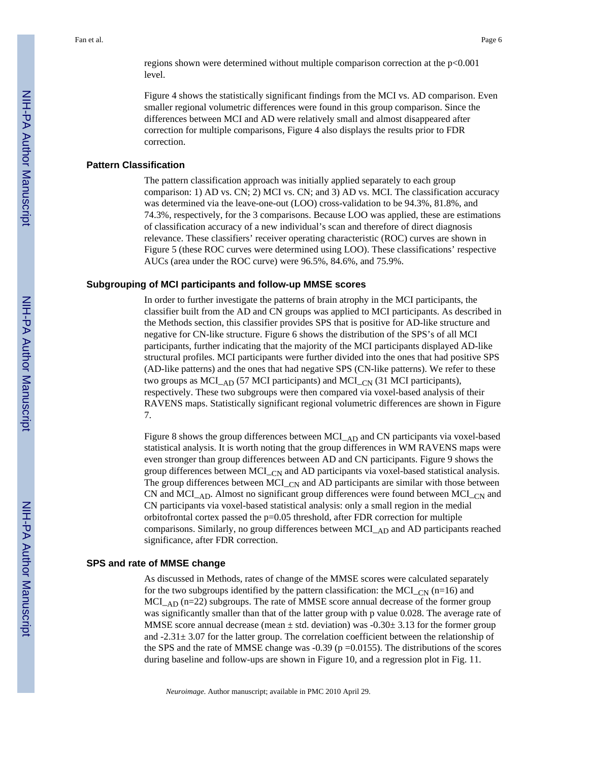regions shown were determined without multiple comparison correction at the $p<0.001$ level.

Figure 4 shows the statistically significant findings from the MCI vs. AD comparison. Even smaller regional volumetric differences were found in this group comparison. Since the differences between MCI and AD were relatively small and almost disappeared after correction for multiple comparisons, Figure 4 also displays the results prior to FDR correction.

### Pattern Classification

The pattern classification approach was initially applied separately to each group comparison: 1) AD vs. CN; 2) MCI vs. CN; and 3) AD vs. MCI. The classification accuracy was determined via the leave-one-out (LOO) cross-validation to be 94.3%, 81.8%, and 74.3%, respectively, for the 3 comparisons. Because LOO was applied, these are estimations of classification accuracy of a new individual's scan and therefore of direct diagnosis relevance. These classifiers' receiver operating characteristic (ROC) curves are shown in Figure 5 (these ROC curves were determined using LOO). These classifications' respective AUCs (area under the ROC curve) were 96.5%, 84.6%, and 75.9%.

### Subgrouping of MCI participants and follow-up MMSE scores

In order to further investigate the patterns of brain atrophy in the MCI participants, the classifier built from the AD and CN groups was applied to MCI participants. As described in the Methods section, this classifier provides SPS that is positive for AD-like structure and negative for CN-like structure. Figure 6 shows the distribution of the SPS's of all MCI participants, further indicating that the majority of the MCI participants displayed AD-like structural profiles. MCI participants were further divided into the ones that had positive SPS (AD-like patterns) and the ones that had negative SPS (CN-like patterns). We refer to these two groups as $MCI_{\_AD}$ (57 MCI participants) and $MCI_{\_CN}$ (31 MCI participants), respectively. These two subgroups were then compared via voxel-based analysis of their RAVENS maps. Statistically significant regional volumetric differences are shown in Figure 7.

Figure 8 shows the group differences between $MCI_{\_AD}$ and CN participants via voxel-based statistical analysis. It is worth noting that the group differences in WM RAVENS maps were even stronger than group differences between AD and CN participants. Figure 9 shows the group differences between $MCI_{\_CN}$ and AD participants via voxel-based statistical analysis. The group differences between $MCI_{\_CN}$ and AD participants are similar with those between CN and $MCI_{\_AD}$. Almost no significant group differences were found between $MCI_{\_CN}$ and CN participants via voxel-based statistical analysis: only a small region in the medial orbitofrontal cortex passed the $p=0.05$ threshold, after FDR correction for multiple comparisons. Similarly, no group differences between $MCI_{\_AD}$ and AD participants reached significance, after FDR correction.

### SPS and rate of MMSE change

As discussed in Methods, rates of change of the MMSE scores were calculated separately for the two subgroups identified by the pattern classification: the $MCI_{\_CN}$ (n=16) and $MCI_{\_AD}$ (n=22) subgroups. The rate of MMSE score annual decrease of the former group was significantly smaller than that of the latter group with p value 0.028. The average rate of MMSE score annual decrease (mean ± std. deviation) was $-0.30\pm 3.13$ for the former group and $-2.31\pm 3.07$ for the latter group. The correlation coefficient between the relationship of the SPS and the rate of MMSE change was -0.39 ($p=0.0155$). The distributions of the scores during baseline and follow-ups are shown in Figure 10, and a regression plot in Fig. 11.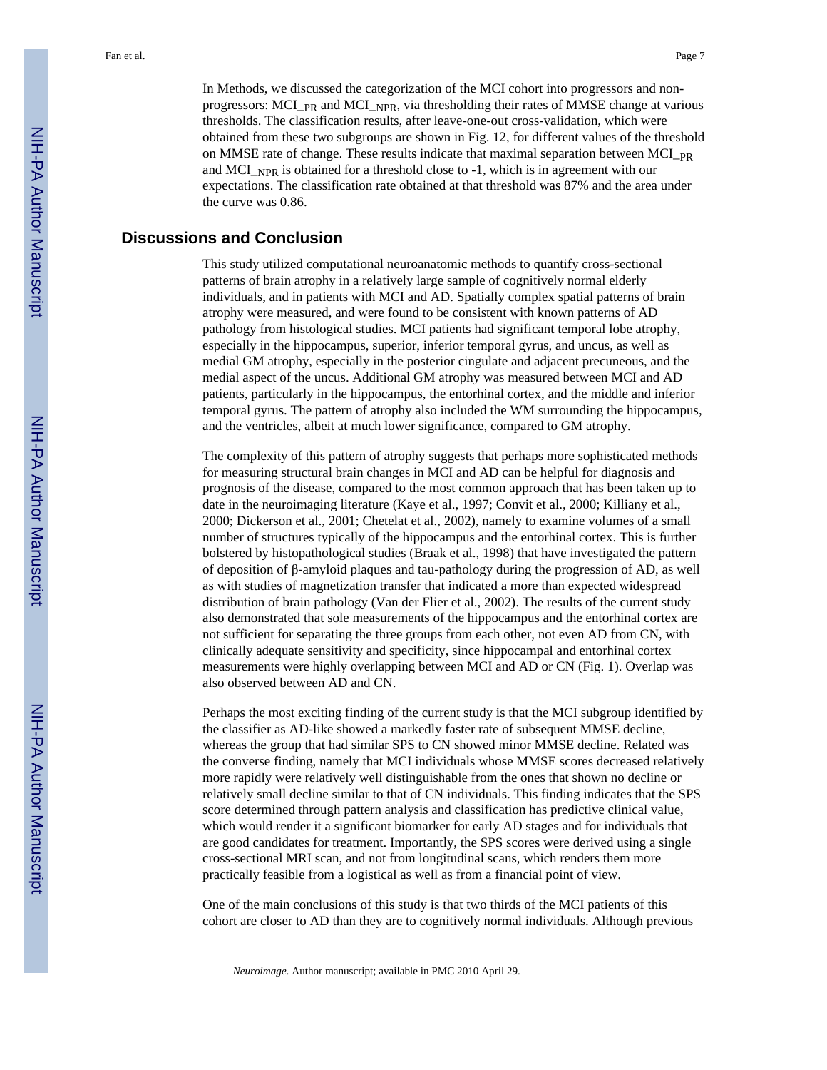In Methods, we discussed the categorization of the MCI cohort into progressors and non-progressors: $MCI\_{PR}$ and $MCI\_{NPR}$, via thresholding their rates of MMSE change at various thresholds. The classification results, after leave-one-out cross-validation, which were obtained from these two subgroups are shown in Fig. 12, for different values of the threshold on MMSE rate of change. These results indicate that maximal separation between $MCI\_{PR}$ and $MCI\_{NPR}$ is obtained for a threshold close to -1, which is in agreement with our expectations. The classification rate obtained at that threshold was 87% and the area under the curve was 0.86.

## Discussions and Conclusion

This study utilized computational neuroanatomic methods to quantify cross-sectional patterns of brain atrophy in a relatively large sample of cognitively normal elderly individuals, and in patients with MCI and AD. Spatially complex spatial patterns of brain atrophy were measured, and were found to be consistent with known patterns of AD pathology from histological studies. MCI patients had significant temporal lobe atrophy, especially in the hippocampus, superior, inferior temporal gyrus, and uncus, as well as medial GM atrophy, especially in the posterior cingulate and adjacent precuneous, and the medial aspect of the uncus. Additional GM atrophy was measured between MCI and AD patients, particularly in the hippocampus, the entorhinal cortex, and the middle and inferior temporal gyrus. The pattern of atrophy also included the WM surrounding the hippocampus, and the ventricles, albeit at much lower significance, compared to GM atrophy.

The complexity of this pattern of atrophy suggests that perhaps more sophisticated methods for measuring structural brain changes in MCI and AD can be helpful for diagnosis and prognosis of the disease, compared to the most common approach that has been taken up to date in the neuroimaging literature (Kaye et al., 1997; Convit et al., 2000; Killiany et al., 2000; Dickerson et al., 2001; Chetelat et al., 2002), namely to examine volumes of a small number of structures typically of the hippocampus and the entorhinal cortex. This is further bolstered by histopathological studies (Braak et al., 1998) that have investigated the pattern of deposition of β-amyloid plaques and tau-pathology during the progression of AD, as well as with studies of magnetization transfer that indicated a more than expected widespread distribution of brain pathology (Van der Flier et al., 2002). The results of the current study also demonstrated that sole measurements of the hippocampus and the entorhinal cortex are not sufficient for separating the three groups from each other, not even AD from CN, with clinically adequate sensitivity and specificity, since hippocampal and entorhinal cortex measurements were highly overlapping between MCI and AD or CN (Fig. 1). Overlap was also observed between AD and CN.

Perhaps the most exciting finding of the current study is that the MCI subgroup identified by the classifier as AD-like showed a markedly faster rate of subsequent MMSE decline, whereas the group that had similar SPS to CN showed minor MMSE decline. Related was the converse finding, namely that MCI individuals whose MMSE scores decreased relatively more rapidly were relatively well distinguishable from the ones that shown no decline or relatively small decline similar to that of CN individuals. This finding indicates that the SPS score determined through pattern analysis and classification has predictive clinical value, which would render it a significant biomarker for early AD stages and for individuals that are good candidates for treatment. Importantly, the SPS scores were derived using a single cross-sectional MRI scan, and not from longitudinal scans, which renders them more practically feasible from a logistical as well as from a financial point of view.

One of the main conclusions of this study is that two thirds of the MCI patients of this cohort are closer to AD than they are to cognitively normal individuals. Although previous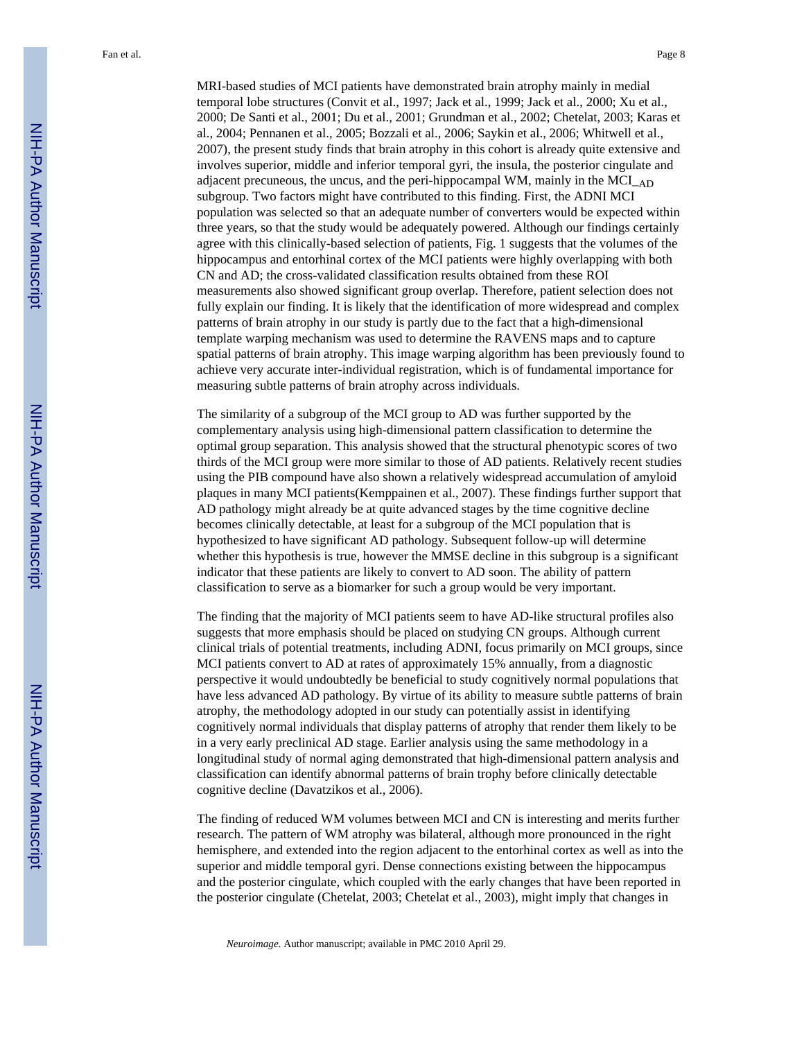MRI-based studies of MCI patients have demonstrated brain atrophy mainly in medial temporal lobe structures (Convit et al., 1997; Jack et al., 1999; Jack et al., 2000; Xu et al., 2000; De Santi et al., 2001; Du et al., 2001; Grundman et al., 2002; Chetelat, 2003; Karas et al., 2004; Pennanen et al., 2005; Bozzali et al., 2006; Saykin et al., 2006; Whitwell et al., 2007), the present study finds that brain atrophy in this cohort is already quite extensive and involves superior, middle and inferior temporal gyri, the insula, the posterior cingulate and adjacent precuneous, the uncus, and the peri-hippocampal WM, mainly in the $MCI_{\_AD}$ subgroup. Two factors might have contributed to this finding. First, the ADNI MCI population was selected so that an adequate number of converters would be expected within three years, so that the study would be adequately powered. Although our findings certainly agree with this clinically-based selection of patients, Fig. 1 suggests that the volumes of the hippocampus and entorhinal cortex of the MCI patients were highly overlapping with both CN and AD; the cross-validated classification results obtained from these ROI measurements also showed significant group overlap. Therefore, patient selection does not fully explain our finding. It is likely that the identification of more widespread and complex patterns of brain atrophy in our study is partly due to the fact that a high-dimensional template warping mechanism was used to determine the RAVENS maps and to capture spatial patterns of brain atrophy. This image warping algorithm has been previously found to achieve very accurate inter-individual registration, which is of fundamental importance for measuring subtle patterns of brain atrophy across individuals.

The similarity of a subgroup of the MCI group to AD was further supported by the complementary analysis using high-dimensional pattern classification to determine the optimal group separation. This analysis showed that the structural phenotypic scores of two thirds of the MCI group were more similar to those of AD patients. Relatively recent studies using the PIB compound have also shown a relatively widespread accumulation of amyloid plaques in many MCI patients(Kemppainen et al., 2007). These findings further support that AD pathology might already be at quite advanced stages by the time cognitive decline becomes clinically detectable, at least for a subgroup of the MCI population that is hypothesized to have significant AD pathology. Subsequent follow-up will determine whether this hypothesis is true, however the MMSE decline in this subgroup is a significant indicator that these patients are likely to convert to AD soon. The ability of pattern classification to serve as a biomarker for such a group would be very important.

The finding that the majority of MCI patients seem to have AD-like structural profiles also suggests that more emphasis should be placed on studying CN groups. Although current clinical trials of potential treatments, including ADNI, focus primarily on MCI groups, since MCI patients convert to AD at rates of approximately 15% annually, from a diagnostic perspective it would undoubtedly be beneficial to study cognitively normal populations that have less advanced AD pathology. By virtue of its ability to measure subtle patterns of brain atrophy, the methodology adopted in our study can potentially assist in identifying cognitively normal individuals that display patterns of atrophy that render them likely to be in a very early preclinical AD stage. Earlier analysis using the same methodology in a longitudinal study of normal aging demonstrated that high-dimensional pattern analysis and classification can identify abnormal patterns of brain trophy before clinically detectable cognitive decline (Davatzikos et al., 2006).

The finding of reduced WM volumes between MCI and CN is interesting and merits further research. The pattern of WM atrophy was bilateral, although more pronounced in the right hemisphere, and extended into the region adjacent to the entorhinal cortex as well as into the superior and middle temporal gyri. Dense connections existing between the hippocampus and the posterior cingulate, which coupled with the early changes that have been reported in the posterior cingulate (Chetelat, 2003; Chetelat et al., 2003), might imply that changes in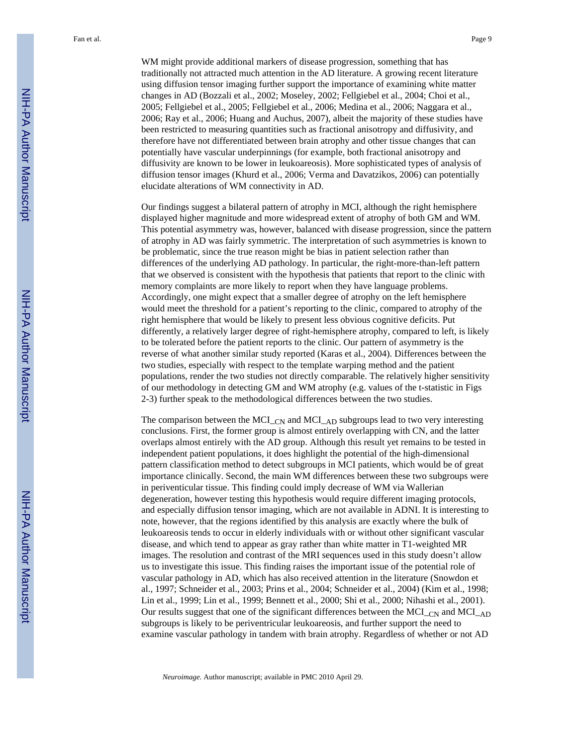WM might provide additional markers of disease progression, something that has traditionally not attracted much attention in the AD literature. A growing recent literature using diffusion tensor imaging further support the importance of examining white matter changes in AD (Bozzali et al., 2002; Moseley, 2002; Fellgiebel et al., 2004; Choi et al., 2005; Fellgiebel et al., 2005; Fellgiebel et al., 2006; Medina et al., 2006; Naggara et al., 2006; Ray et al., 2006; Huang and Auchus, 2007), albeit the majority of these studies have been restricted to measuring quantities such as fractional anisotropy and diffusivity, and therefore have not differentiated between brain atrophy and other tissue changes that can potentially have vascular underpinnings (for example, both fractional anisotropy and diffusivity are known to be lower in leukoareosis). More sophisticated types of analysis of diffusion tensor images (Khurd et al., 2006; Verma and Davatzikos, 2006) can potentially elucidate alterations of WM connectivity in AD.

Our findings suggest a bilateral pattern of atrophy in MCI, although the right hemisphere displayed higher magnitude and more widespread extent of atrophy of both GM and WM. This potential asymmetry was, however, balanced with disease progression, since the pattern of atrophy in AD was fairly symmetric. The interpretation of such asymmetries is known to be problematic, since the true reason might be bias in patient selection rather than differences of the underlying AD pathology. In particular, the right-more-than-left pattern that we observed is consistent with the hypothesis that patients that report to the clinic with memory complaints are more likely to report when they have language problems. Accordingly, one might expect that a smaller degree of atrophy on the left hemisphere would meet the threshold for a patient's reporting to the clinic, compared to atrophy of the right hemisphere that would be likely to present less obvious cognitive deficits. Put differently, a relatively larger degree of right-hemisphere atrophy, compared to left, is likely to be tolerated before the patient reports to the clinic. Our pattern of asymmetry is the reverse of what another similar study reported (Karas et al., 2004). Differences between the two studies, especially with respect to the template warping method and the patient populations, render the two studies not directly comparable. The relatively higher sensitivity of our methodology in detecting GM and WM atrophy (e.g. values of the t-statistic in Figs 2-3) further speak to the methodological differences between the two studies.

The comparison between the $MCI_{\_CN}$ and $MCI_{\_AD}$ subgroups lead to two very interesting conclusions. First, the former group is almost entirely overlapping with CN, and the latter overlaps almost entirely with the AD group. Although this result yet remains to be tested in independent patient populations, it does highlight the potential of the high-dimensional pattern classification method to detect subgroups in MCI patients, which would be of great importance clinically. Second, the main WM differences between these two subgroups were in periventicular tissue. This finding could imply decrease of WM via Wallerian degeneration, however testing this hypothesis would require different imaging protocols, and especially diffusion tensor imaging, which are not available in ADNI. It is interesting to note, however, that the regions identified by this analysis are exactly where the bulk of leukoareosis tends to occur in elderly individuals with or without other significant vascular disease, and which tend to appear as gray rather than white matter in T1-weighted MR images. The resolution and contrast of the MRI sequences used in this study doesn't allow us to investigate this issue. This finding raises the important issue of the potential role of vascular pathology in AD, which has also received attention in the literature (Snowdon et al., 1997; Schneider et al., 2003; Prins et al., 2004; Schneider et al., 2004) (Kim et al., 1998; Lin et al., 1999; Lin et al., 1999; Bennett et al., 2000; Shi et al., 2000; Nihashi et al., 2001). Our results suggest that one of the significant differences between the $MCI_{\_CN}$ and $MCI_{\_AD}$ subgroups is likely to be periventricular leukoareosis, and further support the need to examine vascular pathology in tandem with brain atrophy. Regardless of whether or not AD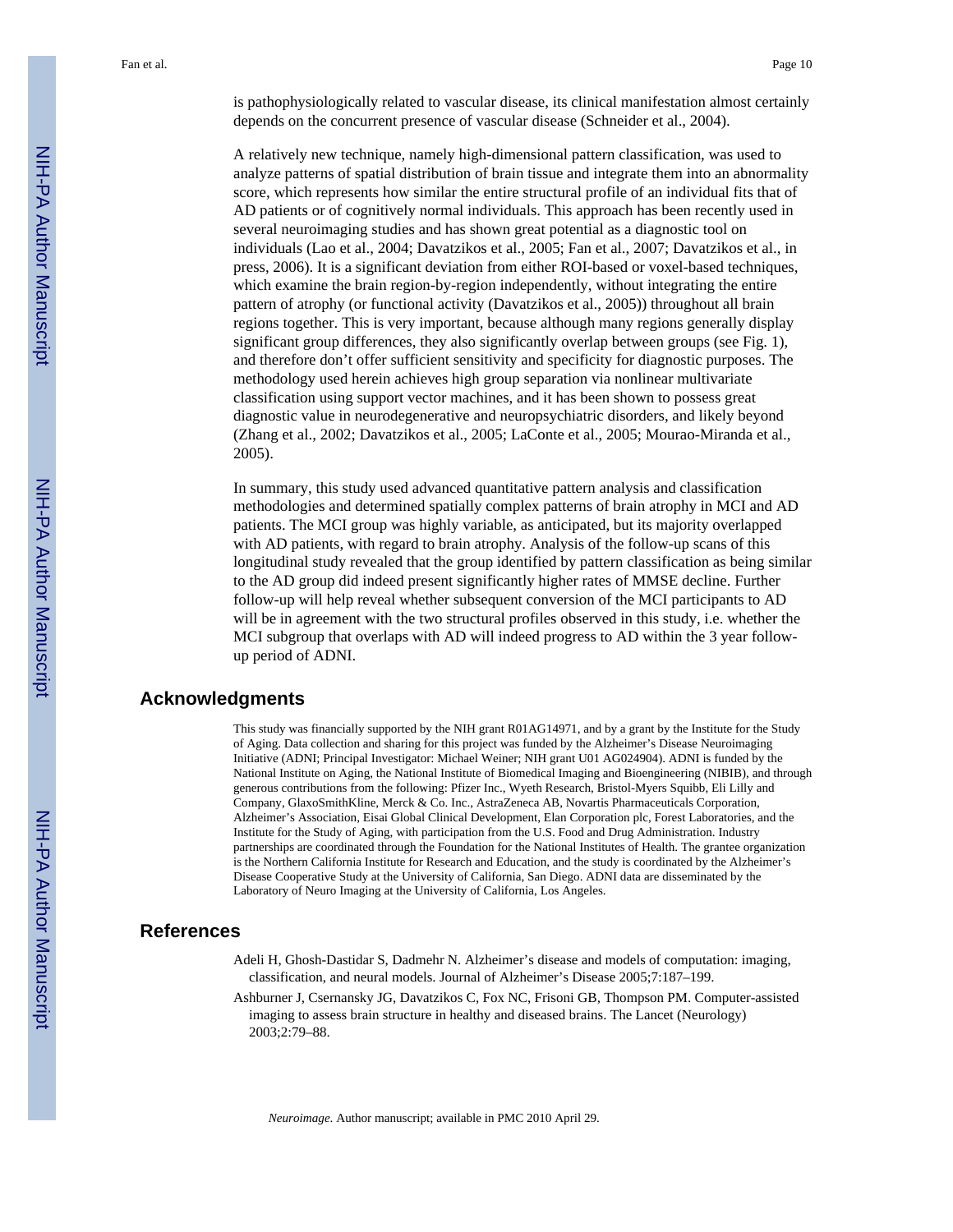is pathophysiologically related to vascular disease, its clinical manifestation almost certainly depends on the concurrent presence of vascular disease (Schneider et al., 2004).

A relatively new technique, namely high-dimensional pattern classification, was used to analyze patterns of spatial distribution of brain tissue and integrate them into an abnormality score, which represents how similar the entire structural profile of an individual fits that of AD patients or of cognitively normal individuals. This approach has been recently used in several neuroimaging studies and has shown great potential as a diagnostic tool on individuals (Lao et al., 2004; Davatzikos et al., 2005; Fan et al., 2007; Davatzikos et al., in press, 2006). It is a significant deviation from either ROI-based or voxel-based techniques, which examine the brain region-by-region independently, without integrating the entire pattern of atrophy (or functional activity (Davatzikos et al., 2005)) throughout all brain regions together. This is very important, because although many regions generally display significant group differences, they also significantly overlap between groups (see Fig. 1), and therefore don't offer sufficient sensitivity and specificity for diagnostic purposes. The methodology used herein achieves high group separation via nonlinear multivariate classification using support vector machines, and it has been shown to possess great diagnostic value in neurodegenerative and neuropsychiatric disorders, and likely beyond (Zhang et al., 2002; Davatzikos et al., 2005; LaConte et al., 2005; Mourao-Miranda et al., 2005).

In summary, this study used advanced quantitative pattern analysis and classification methodologies and determined spatially complex patterns of brain atrophy in MCI and AD patients. The MCI group was highly variable, as anticipated, but its majority overlapped with AD patients, with regard to brain atrophy. Analysis of the follow-up scans of this longitudinal study revealed that the group identified by pattern classification as being similar to the AD group did indeed present significantly higher rates of MMSE decline. Further follow-up will help reveal whether subsequent conversion of the MCI participants to AD will be in agreement with the two structural profiles observed in this study, i.e. whether the MCI subgroup that overlaps with AD will indeed progress to AD within the 3 year follow-up period of ADNI.

## Acknowledgments

This study was financially supported by the NIH grant R01AG14971, and by a grant by the Institute for the Study of Aging. Data collection and sharing for this project was funded by the Alzheimer's Disease Neuroimaging Initiative (ADNI; Principal Investigator: Michael Weiner; NIH grant U01 AG024904). ADNI is funded by the National Institute on Aging, the National Institute of Biomedical Imaging and Bioengineering (NIBIB), and through generous contributions from the following: Pfizer Inc., Wyeth Research, Bristol-Myers Squibb, Eli Lilly and Company, GlaxoSmithKline, Merck & Co. Inc., AstraZeneca AB, Novartis Pharmaceuticals Corporation, Alzheimer's Association, Eisai Global Clinical Development, Elan Corporation plc, Forest Laboratories, and the Institute for the Study of Aging, with participation from the U.S. Food and Drug Administration. Industry partnerships are coordinated through the Foundation for the National Institutes of Health. The grantee organization is the Northern California Institute for Research and Education, and the study is coordinated by the Alzheimer's Disease Cooperative Study at the University of California, San Diego. ADNI data are disseminated by the Laboratory of Neuro Imaging at the University of California, Los Angeles.

## References

Adeli H, Ghosh-Dastidar S, Dadmehr N. Alzheimer's disease and models of computation: imaging, classification, and neural models. Journal of Alzheimer's Disease 2005;7:187–199.

Ashburner J, Csernansky JG, Davatzikos C, Fox NC, Frisoni GB, Thompson PM. Computer-assisted imaging to assess brain structure in healthy and diseased brains. The Lancet (Neurology) 2003;2:79–88.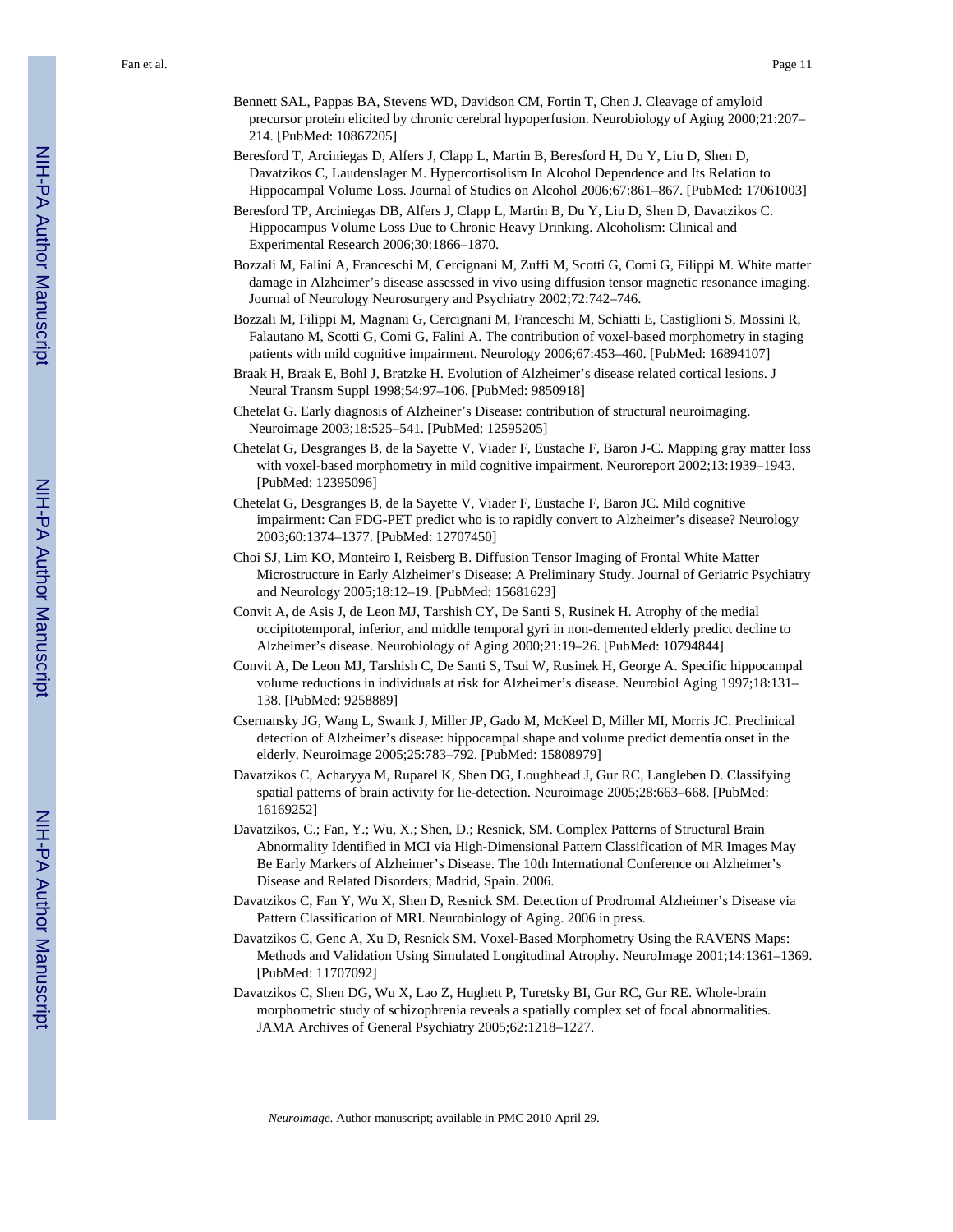Bennett SAL, Pappas BA, Stevens WD, Davidson CM, Fortin T, Chen J. Cleavage of amyloid precursor protein elicited by chronic cerebral hypoperfusion. Neurobiology of Aging 2000;21:207–214. [PubMed: 10867205]

Beresford T, Arciniegas D, Alfers J, Clapp L, Martin B, Beresford H, Du Y, Liu D, Shen D, Davatzikos C, Laudenslager M. Hypercortisolism In Alcohol Dependence and Its Relation to Hippocampal Volume Loss. Journal of Studies on Alcohol 2006;67:861–867. [PubMed: 17061003]

Beresford TP, Arciniegas DB, Alfers J, Clapp L, Martin B, Du Y, Liu D, Shen D, Davatzikos C. Hippocampus Volume Loss Due to Chronic Heavy Drinking. Alcoholism: Clinical and Experimental Research 2006;30:1866–1870.

Bozzali M, Falini A, Franceschi M, Cercignani M, Zuffi M, Scotti G, Comi G, Filippi M. White matter damage in Alzheimer's disease assessed in vivo using diffusion tensor magnetic resonance imaging. Journal of Neurology Neurosurgery and Psychiatry 2002;72:742–746.

Bozzali M, Filippi M, Magnani G, Cercignani M, Franceschi M, Schiatti E, Castiglioni S, Mossini R, Falautano M, Scotti G, Comi G, Falini A. The contribution of voxel-based morphometry in staging patients with mild cognitive impairment. Neurology 2006;67:453–460. [PubMed: 16894107]

Braak H, Braak E, Bohl J, Bratzke H. Evolution of Alzheimer's disease related cortical lesions. J Neural Transm Suppl 1998;54:97–106. [PubMed: 9850918]

Chetelat G. Early diagnosis of Alzheiner's Disease: contribution of structural neuroimaging. Neuroimage 2003;18:525–541. [PubMed: 12595205]

Chetelat G, Desgranges B, de la Sayette V, Viader F, Eustache F, Baron J-C. Mapping gray matter loss with voxel-based morphometry in mild cognitive impairment. Neuroreport 2002;13:1939–1943. [PubMed: 12395096]

Chetelat G, Desgranges B, de la Sayette V, Viader F, Eustache F, Baron JC. Mild cognitive impairment: Can FDG-PET predict who is to rapidly convert to Alzheimer's disease? Neurology 2003;60:1374–1377. [PubMed: 12707450]

Choi SJ, Lim KO, Monteiro I, Reisberg B. Diffusion Tensor Imaging of Frontal White Matter Microstructure in Early Alzheimer's Disease: A Preliminary Study. Journal of Geriatric Psychiatry and Neurology 2005;18:12–19. [PubMed: 15681623]

Convit A, de Asis J, de Leon MJ, Tarshish CY, De Santi S, Rusinek H. Atrophy of the medial occipitotemporal, inferior, and middle temporal gyri in non-demented elderly predict decline to Alzheimer's disease. Neurobiology of Aging 2000;21:19–26. [PubMed: 10794844]

Convit A, De Leon MJ, Tarshish C, De Santi S, Tsui W, Rusinek H, George A. Specific hippocampal volume reductions in individuals at risk for Alzheimer's disease. Neurobiol Aging 1997;18:131–138. [PubMed: 9258889]

Csernansky JG, Wang L, Swank J, Miller JP, Gado M, McKeel D, Miller MI, Morris JC. Preclinical detection of Alzheimer's disease: hippocampal shape and volume predict dementia onset in the elderly. Neuroimage 2005;25:783–792. [PubMed: 15808979]

Davatzikos C, Acharyya M, Ruparel K, Shen DG, Loughhead J, Gur RC, Langleben D. Classifying spatial patterns of brain activity for lie-detection. Neuroimage 2005;28:663–668. [PubMed: 16169252]

Davatzikos, C.; Fan, Y.; Wu, X.; Shen, D.; Resnick, SM. Complex Patterns of Structural Brain Abnormality Identified in MCI via High-Dimensional Pattern Classification of MR Images May Be Early Markers of Alzheimer's Disease. The 10th International Conference on Alzheimer's Disease and Related Disorders; Madrid, Spain. 2006.

Davatzikos C, Fan Y, Wu X, Shen D, Resnick SM. Detection of Prodromal Alzheimer's Disease via Pattern Classification of MRI. Neurobiology of Aging. 2006 in press.

Davatzikos C, Genc A, Xu D, Resnick SM. Voxel-Based Morphometry Using the RAVENS Maps: Methods and Validation Using Simulated Longitudinal Atrophy. NeuroImage 2001;14:1361–1369. [PubMed: 11707092]

Davatzikos C, Shen DG, Wu X, Lao Z, Hughett P, Turetsky BI, Gur RC, Gur RE. Whole-brain morphometric study of schizophrenia reveals a spatially complex set of focal abnormalities. JAMA Archives of General Psychiatry 2005;62:1218–1227.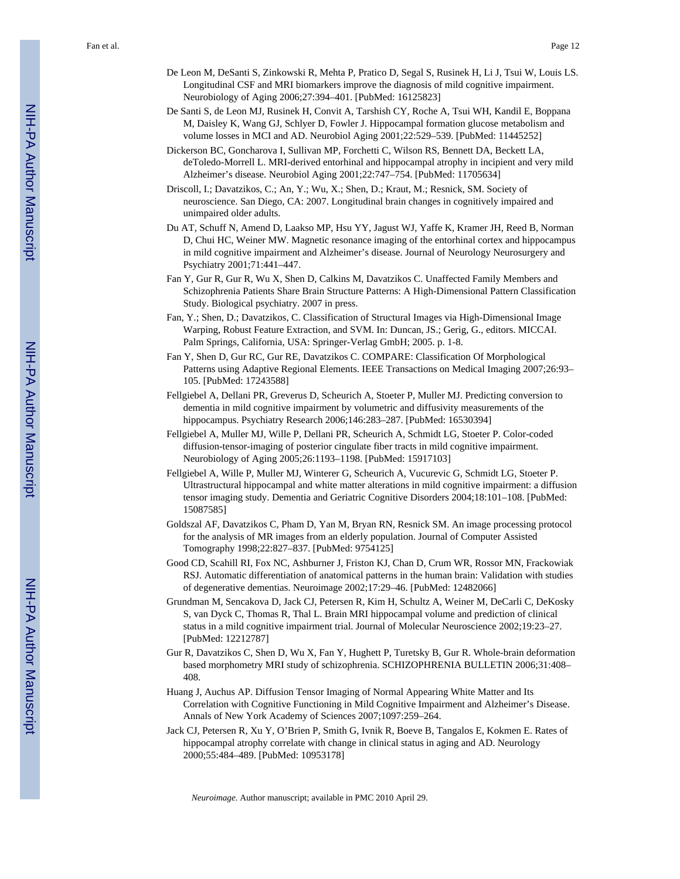De Leon M, DeSanti S, Zinkowski R, Mehta P, Pratico D, Segal S, Rusinek H, Li J, Tsui W, Louis LS. Longitudinal CSF and MRI biomarkers improve the diagnosis of mild cognitive impairment. Neurobiology of Aging 2006;27:394–401. [PubMed: 16125823]

De Santi S, de Leon MJ, Rusinek H, Convit A, Tarshish CY, Roche A, Tsui WH, Kandil E, Boppana M, Daisley K, Wang GJ, Schlyer D, Fowler J. Hippocampal formation glucose metabolism and volume losses in MCI and AD. Neurobiol Aging 2001;22:529–539. [PubMed: 11445252]

Dickerson BC, Goncharova I, Sullivan MP, Forchetti C, Wilson RS, Bennett DA, Beckett LA, deToledo-Morrell L. MRI-derived entorhinal and hippocampal atrophy in incipient and very mild Alzheimer's disease. Neurobiol Aging 2001;22:747–754. [PubMed: 11705634]

Driscoll, I.; Davatzikos, C.; An, Y.; Wu, X.; Shen, D.; Kraut, M.; Resnick, SM. Society of neuroscience. San Diego, CA: 2007. Longitudinal brain changes in cognitively impaired and unimpaired older adults.

Du AT, Schuff N, Amend D, Laakso MP, Hsu YY, Jagust WJ, Yaffe K, Kramer JH, Reed B, Norman D, Chui HC, Weiner MW. Magnetic resonance imaging of the entorhinal cortex and hippocampus in mild cognitive impairment and Alzheimer's disease. Journal of Neurology Neurosurgery and Psychiatry 2001;71:441–447.

Fan Y, Gur R, Gur R, Wu X, Shen D, Calkins M, Davatzikos C. Unaffected Family Members and Schizophrenia Patients Share Brain Structure Patterns: A High-Dimensional Pattern Classification Study. Biological psychiatry. 2007 in press.

Fan, Y.; Shen, D.; Davatzikos, C. Classification of Structural Images via High-Dimensional Image Warping, Robust Feature Extraction, and SVM. In: Duncan, JS.; Gerig, G., editors. MICCAI. Palm Springs, California, USA: Springer-Verlag GmbH; 2005. p. 1-8.

Fan Y, Shen D, Gur RC, Gur RE, Davatzikos C. COMPARE: Classification Of Morphological Patterns using Adaptive Regional Elements. IEEE Transactions on Medical Imaging 2007;26:93–105. [PubMed: 17243588]

Fellgiebel A, Dellani PR, Greverus D, Scheurich A, Stoeter P, Muller MJ. Predicting conversion to dementia in mild cognitive impairment by volumetric and diffusivity measurements of the hippocampus. Psychiatry Research 2006;146:283–287. [PubMed: 16530394]

Fellgiebel A, Muller MJ, Wille P, Dellani PR, Scheurich A, Schmidt LG, Stoeter P. Color-coded diffusion-tensor-imaging of posterior cingulate fiber tracts in mild cognitive impairment. Neurobiology of Aging 2005;26:1193–1198. [PubMed: 15917103]

Fellgiebel A, Wille P, Muller MJ, Winterer G, Scheurich A, Vucurevic G, Schmidt LG, Stoeter P. Ultrastructural hippocampal and white matter alterations in mild cognitive impairment: a diffusion tensor imaging study. Dementia and Geriatric Cognitive Disorders 2004;18:101–108. [PubMed: 15087585]

Goldszal AF, Davatzikos C, Pham D, Yan M, Bryan RN, Resnick SM. An image processing protocol for the analysis of MR images from an elderly population. Journal of Computer Assisted Tomography 1998;22:827–837. [PubMed: 9754125]

Good CD, Scahill RI, Fox NC, Ashburner J, Friston KJ, Chan D, Crum WR, Rossor MN, Frackowiak RSJ. Automatic differentiation of anatomical patterns in the human brain: Validation with studies of degenerative dementias. Neuroimage 2002;17:29–46. [PubMed: 12482066]

Grundman M, Sencakova D, Jack CJ, Petersen R, Kim H, Schultz A, Weiner M, DeCarli C, DeKosky S, van Dyck C, Thomas R, Thal L. Brain MRI hippocampal volume and prediction of clinical status in a mild cognitive impairment trial. Journal of Molecular Neuroscience 2002;19:23–27. [PubMed: 12212787]

Gur R, Davatzikos C, Shen D, Wu X, Fan Y, Hughett P, Turetsky B, Gur R. Whole-brain deformation based morphometry MRI study of schizophrenia. SCHIZOPHRENIA BULLETIN 2006;31:408–408.

Huang J, Auchus AP. Diffusion Tensor Imaging of Normal Appearing White Matter and Its Correlation with Cognitive Functioning in Mild Cognitive Impairment and Alzheimer's Disease. Annals of New York Academy of Sciences 2007;1097:259–264.

Jack CJ, Petersen R, Xu Y, O'Brien P, Smith G, Ivnik R, Boeve B, Tangalos E, Kokmen E. Rates of hippocampal atrophy correlate with change in clinical status in aging and AD. Neurology 2000;55:484–489. [PubMed: 10953178]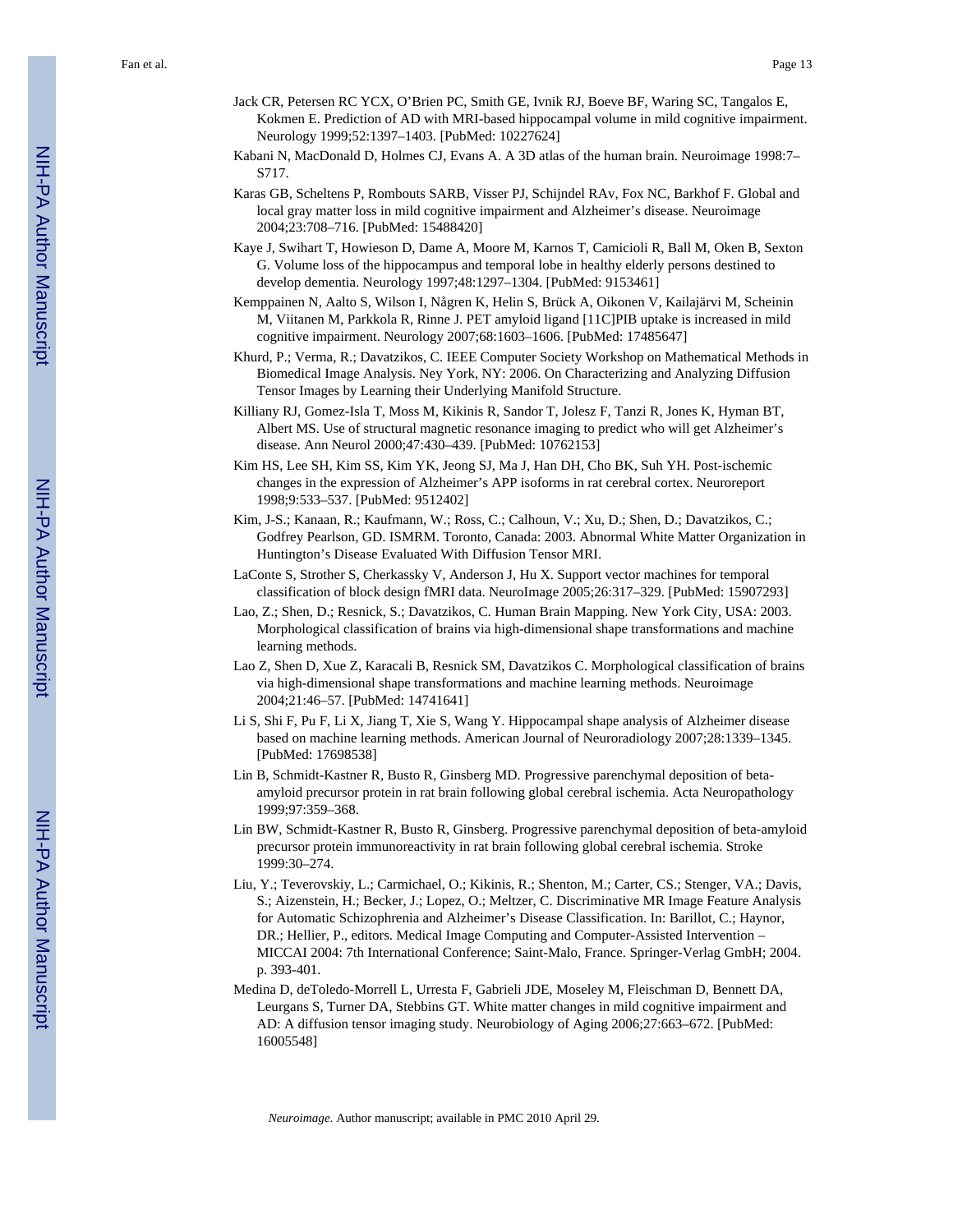Jack CR, Petersen RC YCX, O'Brien PC, Smith GE, Ivnik RJ, Boeve BF, Waring SC, Tangalos E, Kokmen E. Prediction of AD with MRI-based hippocampal volume in mild cognitive impairment. Neurology 1999;52:1397–1403. [PubMed: 10227624]

Kabani N, MacDonald D, Holmes CJ, Evans A. A 3D atlas of the human brain. Neuroimage 1998:7–S717.

Karas GB, Scheltens P, Rombouts SARB, Visser PJ, Schijndel RAv, Fox NC, Barkhof F. Global and local gray matter loss in mild cognitive impairment and Alzheimer's disease. Neuroimage 2004;23:708–716. [PubMed: 15488420]

Kaye J, Swihart T, Howieson D, Dame A, Moore M, Karnos T, Camicioli R, Ball M, Oken B, Sexton G. Volume loss of the hippocampus and temporal lobe in healthy elderly persons destined to develop dementia. Neurology 1997;48:1297–1304. [PubMed: 9153461]

Kemppainen N, Aalto S, Wilson I, Någren K, Helin S, Brück A, Oikonen V, Kailajärvi M, Scheinin M, Viitanen M, Parkkola R, Rinne J. PET amyloid ligand [11C]PIB uptake is increased in mild cognitive impairment. Neurology 2007;68:1603–1606. [PubMed: 17485647]

Khurd, P.; Verma, R.; Davatzikos, C. IEEE Computer Society Workshop on Mathematical Methods in Biomedical Image Analysis. Ney York, NY: 2006. On Characterizing and Analyzing Diffusion Tensor Images by Learning their Underlying Manifold Structure.

Killiany RJ, Gomez-Isla T, Moss M, Kikinis R, Sandor T, Jolesz F, Tanzi R, Jones K, Hyman BT, Albert MS. Use of structural magnetic resonance imaging to predict who will get Alzheimer's disease. Ann Neurol 2000;47:430–439. [PubMed: 10762153]

Kim HS, Lee SH, Kim SS, Kim YK, Jeong SJ, Ma J, Han DH, Cho BK, Suh YH. Post-ischemic changes in the expression of Alzheimer's APP isoforms in rat cerebral cortex. Neuroreport 1998;9:533–537. [PubMed: 9512402]

Kim, J-S.; Kanaan, R.; Kaufmann, W.; Ross, C.; Calhoun, V.; Xu, D.; Shen, D.; Davatzikos, C.; Godfrey Pearlson, GD. ISMRM. Toronto, Canada: 2003. Abnormal White Matter Organization in Huntington's Disease Evaluated With Diffusion Tensor MRI.

LaConte S, Strother S, Cherkassky V, Anderson J, Hu X. Support vector machines for temporal classification of block design fMRI data. NeuroImage 2005;26:317–329. [PubMed: 15907293]

Lao, Z.; Shen, D.; Resnick, S.; Davatzikos, C. Human Brain Mapping. New York City, USA: 2003. Morphological classification of brains via high-dimensional shape transformations and machine learning methods.

Lao Z, Shen D, Xue Z, Karacali B, Resnick SM, Davatzikos C. Morphological classification of brains via high-dimensional shape transformations and machine learning methods. Neuroimage 2004;21:46–57. [PubMed: 14741641]

Li S, Shi F, Pu F, Li X, Jiang T, Xie S, Wang Y. Hippocampal shape analysis of Alzheimer disease based on machine learning methods. American Journal of Neuroradiology 2007;28:1339–1345. [PubMed: 17698538]

Lin B, Schmidt-Kastner R, Busto R, Ginsberg MD. Progressive parenchymal deposition of beta-amyloid precursor protein in rat brain following global cerebral ischemia. Acta Neuropathology 1999;97:359–368.

Lin BW, Schmidt-Kastner R, Busto R, Ginsberg. Progressive parenchymal deposition of beta-amyloid precursor protein immunoreactivity in rat brain following global cerebral ischemia. Stroke 1999:30–274.

Liu, Y.; Teverovskiy, L.; Carmichael, O.; Kikinis, R.; Shenton, M.; Carter, CS.; Stenger, VA.; Davis, S.; Aizenstein, H.; Becker, J.; Lopez, O.; Meltzer, C. Discriminative MR Image Feature Analysis for Automatic Schizophrenia and Alzheimer's Disease Classification. In: Barillot, C.; Haynor, DR.; Hellier, P., editors. Medical Image Computing and Computer-Assisted Intervention – MICCAI 2004: 7th International Conference; Saint-Malo, France. Springer-Verlag GmbH; 2004. p. 393-401.

Medina D, deToledo-Morrell L, Urresta F, Gabrieli JDE, Moseley M, Fleischman D, Bennett DA, Leurgans S, Turner DA, Stebbins GT. White matter changes in mild cognitive impairment and AD: A diffusion tensor imaging study. Neurobiology of Aging 2006;27:663–672. [PubMed: 16005548]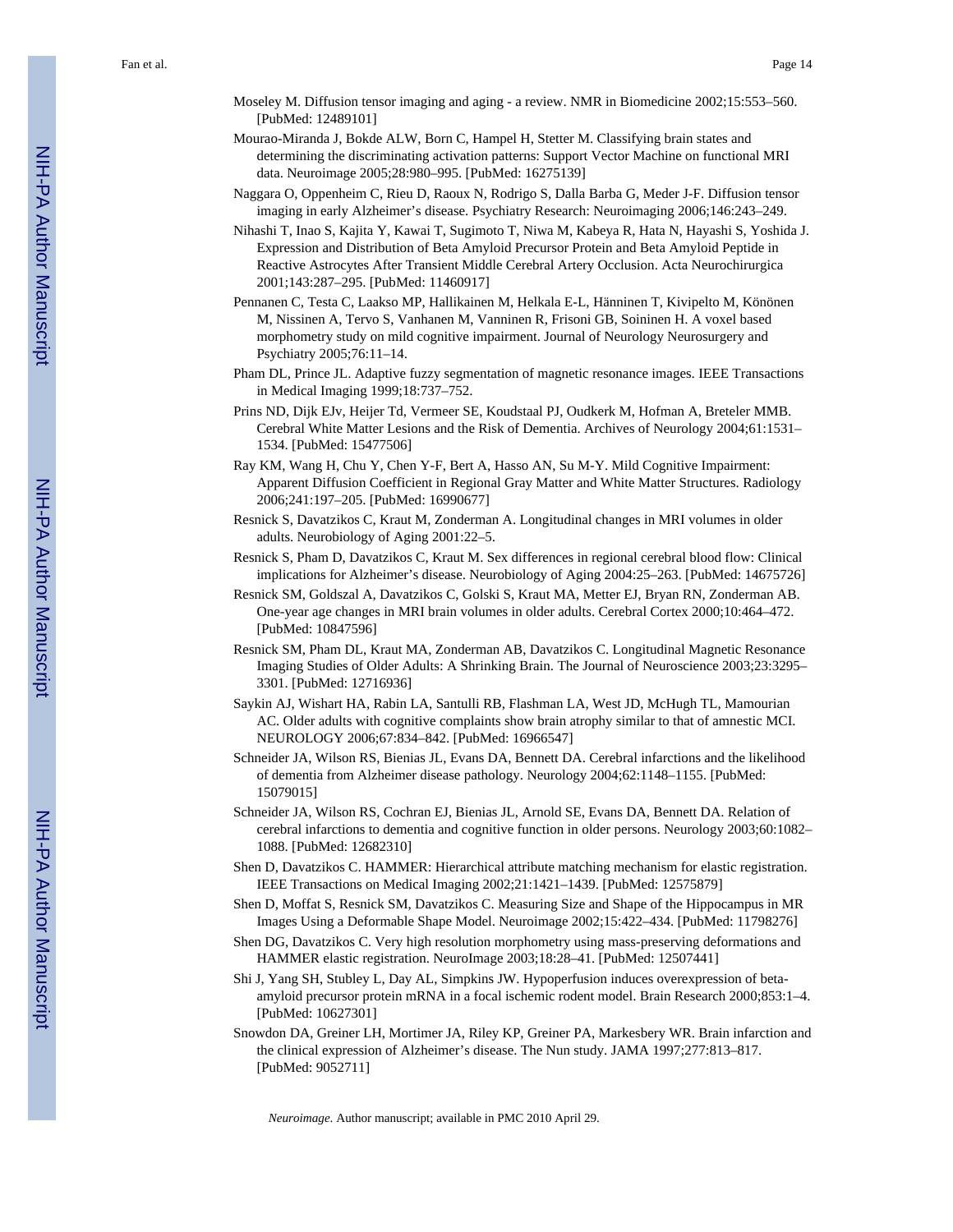Moseley M. Diffusion tensor imaging and aging - a review. NMR in Biomedicine 2002;15:553–560. [PubMed: 12489101]

Mourao-Miranda J, Bokde ALW, Born C, Hampel H, Stetter M. Classifying brain states and determining the discriminating activation patterns: Support Vector Machine on functional MRI data. Neuroimage 2005;28:980–995. [PubMed: 16275139]

Naggara O, Oppenheim C, Rieu D, Raoux N, Rodrigo S, Dalla Barba G, Meder J-F. Diffusion tensor imaging in early Alzheimer's disease. Psychiatry Research: Neuroimaging 2006;146:243–249.

Nihashi T, Inao S, Kajita Y, Kawai T, Sugimoto T, Niwa M, Kabeya R, Hata N, Hayashi S, Yoshida J. Expression and Distribution of Beta Amyloid Precursor Protein and Beta Amyloid Peptide in Reactive Astrocytes After Transient Middle Cerebral Artery Occlusion. Acta Neurochirurgica 2001;143:287–295. [PubMed: 11460917]

Pennanen C, Testa C, Laakso MP, Hallikainen M, Helkala E-L, Hänninen T, Kivipelto M, Könönen M, Nissinen A, Tervo S, Vanhanen M, Vanninen R, Frisoni GB, Soininen H. A voxel based morphometry study on mild cognitive impairment. Journal of Neurology Neurosurgery and Psychiatry 2005;76:11–14.

Pham DL, Prince JL. Adaptive fuzzy segmentation of magnetic resonance images. IEEE Transactions in Medical Imaging 1999;18:737–752.

Prins ND, Dijk EJv, Heijer Td, Vermeer SE, Koudstaal PJ, Oudkerk M, Hofman A, Breteler MMB. Cerebral White Matter Lesions and the Risk of Dementia. Archives of Neurology 2004;61:1531–1534. [PubMed: 15477506]

Ray KM, Wang H, Chu Y, Chen Y-F, Bert A, Hasso AN, Su M-Y. Mild Cognitive Impairment: Apparent Diffusion Coefficient in Regional Gray Matter and White Matter Structures. Radiology 2006;241:197–205. [PubMed: 16990677]

Resnick S, Davatzikos C, Kraut M, Zonderman A. Longitudinal changes in MRI volumes in older adults. Neurobiology of Aging 2001:22–5.

Resnick S, Pham D, Davatzikos C, Kraut M. Sex differences in regional cerebral blood flow: Clinical implications for Alzheimer's disease. Neurobiology of Aging 2004:25–263. [PubMed: 14675726]

Resnick SM, Goldszal A, Davatzikos C, Golski S, Kraut MA, Metter EJ, Bryan RN, Zonderman AB. One-year age changes in MRI brain volumes in older adults. Cerebral Cortex 2000;10:464–472. [PubMed: 10847596]

Resnick SM, Pham DL, Kraut MA, Zonderman AB, Davatzikos C. Longitudinal Magnetic Resonance Imaging Studies of Older Adults: A Shrinking Brain. The Journal of Neuroscience 2003;23:3295–3301. [PubMed: 12716936]

Saykin AJ, Wishart HA, Rabin LA, Santulli RB, Flashman LA, West JD, McHugh TL, Mamourian AC. Older adults with cognitive complaints show brain atrophy similar to that of amnestic MCI. NEUROLOGY 2006;67:834–842. [PubMed: 16966547]

Schneider JA, Wilson RS, Bienias JL, Evans DA, Bennett DA. Cerebral infarctions and the likelihood of dementia from Alzheimer disease pathology. Neurology 2004;62:1148–1155. [PubMed: 15079015]

Schneider JA, Wilson RS, Cochran EJ, Bienias JL, Arnold SE, Evans DA, Bennett DA. Relation of cerebral infarctions to dementia and cognitive function in older persons. Neurology 2003;60:1082–1088. [PubMed: 12682310]

Shen D, Davatzikos C. HAMMER: Hierarchical attribute matching mechanism for elastic registration. IEEE Transactions on Medical Imaging 2002;21:1421–1439. [PubMed: 12575879]

Shen D, Moffat S, Resnick SM, Davatzikos C. Measuring Size and Shape of the Hippocampus in MR Images Using a Deformable Shape Model. Neuroimage 2002;15:422–434. [PubMed: 11798276]

Shen DG, Davatzikos C. Very high resolution morphometry using mass-preserving deformations and HAMMER elastic registration. NeuroImage 2003;18:28–41. [PubMed: 12507441]

Shi J, Yang SH, Stubley L, Day AL, Simpkins JW. Hypoperfusion induces overexpression of beta-amyloid precursor protein mRNA in a focal ischemic rodent model. Brain Research 2000;853:1–4. [PubMed: 10627301]

Snowdon DA, Greiner LH, Mortimer JA, Riley KP, Greiner PA, Markesbery WR. Brain infarction and the clinical expression of Alzheimer's disease. The Nun study. JAMA 1997;277:813–817. [PubMed: 9052711]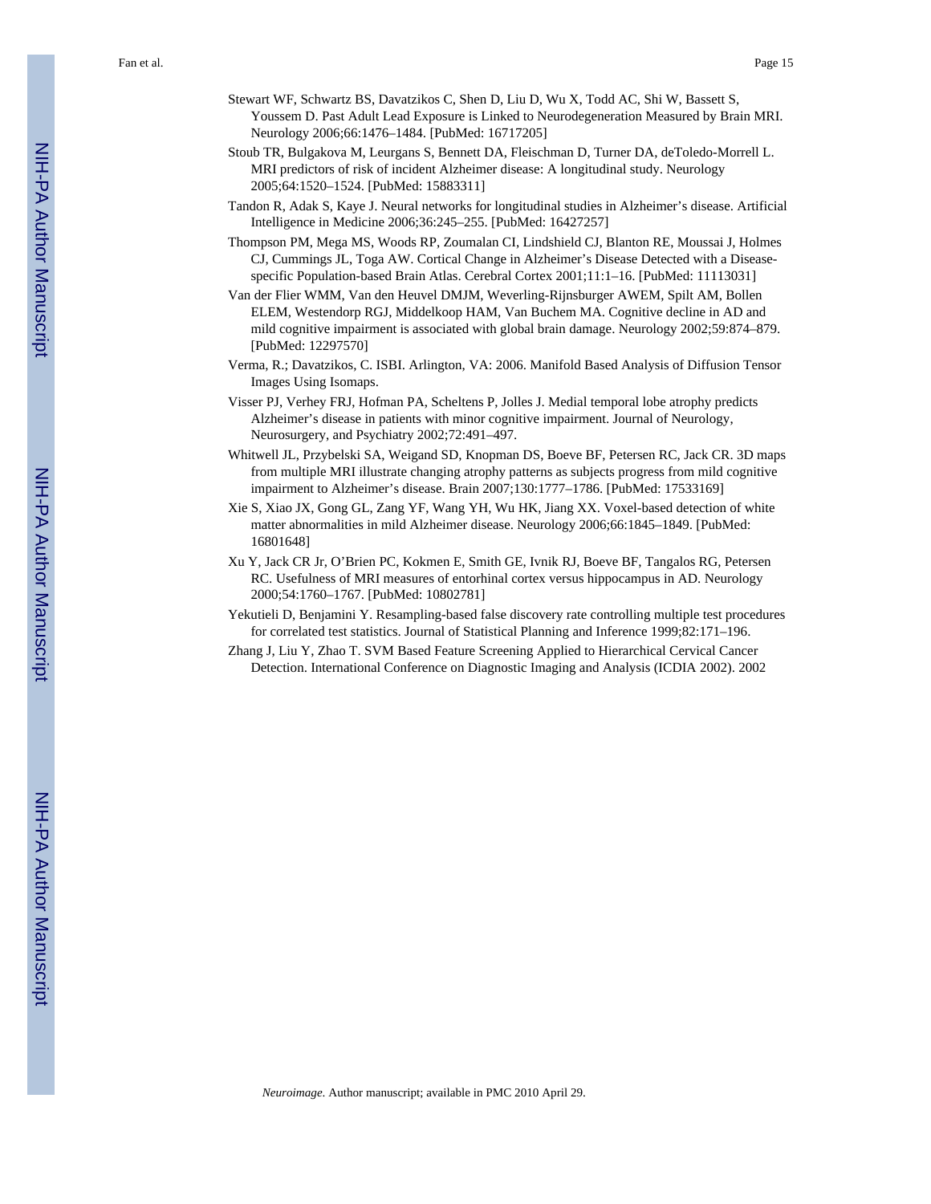Stewart WF, Schwartz BS, Davatzikos C, Shen D, Liu D, Wu X, Todd AC, Shi W, Bassett S, Youssem D. Past Adult Lead Exposure is Linked to Neurodegeneration Measured by Brain MRI. Neurology 2006;66:1476–1484. [PubMed: 16717205]

Stoub TR, Bulgakova M, Leurgans S, Bennett DA, Fleischman D, Turner DA, deToledo-Morrell L. MRI predictors of risk of incident Alzheimer disease: A longitudinal study. Neurology 2005;64:1520–1524. [PubMed: 15883311]

Tandon R, Adak S, Kaye J. Neural networks for longitudinal studies in Alzheimer's disease. Artificial Intelligence in Medicine 2006;36:245–255. [PubMed: 16427257]

Thompson PM, Mega MS, Woods RP, Zoumalan CI, Lindshield CJ, Blanton RE, Moussai J, Holmes CJ, Cummings JL, Toga AW. Cortical Change in Alzheimer's Disease Detected with a Disease-specific Population-based Brain Atlas. Cerebral Cortex 2001;11:1–16. [PubMed: 11113031]

Van der Flier WMM, Van den Heuvel DMJM, Weverling-Rijnsburger AWEM, Spilt AM, Bollen ELEM, Westendorp RGJ, Middelkoop HAM, Van Buchem MA. Cognitive decline in AD and mild cognitive impairment is associated with global brain damage. Neurology 2002;59:874–879. [PubMed: 12297570]

Verma, R.; Davatzikos, C. ISBI. Arlington, VA: 2006. Manifold Based Analysis of Diffusion Tensor Images Using Isomaps.

Visser PJ, Verhey FRJ, Hofman PA, Scheltens P, Jolles J. Medial temporal lobe atrophy predicts Alzheimer's disease in patients with minor cognitive impairment. Journal of Neurology, Neurosurgery, and Psychiatry 2002;72:491–497.

Whitwell JL, Przybelski SA, Weigand SD, Knopman DS, Boeve BF, Petersen RC, Jack CR. 3D maps from multiple MRI illustrate changing atrophy patterns as subjects progress from mild cognitive impairment to Alzheimer's disease. Brain 2007;130:1777–1786. [PubMed: 17533169]

Xie S, Xiao JX, Gong GL, Zang YF, Wang YH, Wu HK, Jiang XX. Voxel-based detection of white matter abnormalities in mild Alzheimer disease. Neurology 2006;66:1845–1849. [PubMed: 16801648]

Xu Y, Jack CR Jr, O'Brien PC, Kokmen E, Smith GE, Ivnik RJ, Boeve BF, Tangalos RG, Petersen RC. Usefulness of MRI measures of entorhinal cortex versus hippocampus in AD. Neurology 2000;54:1760–1767. [PubMed: 10802781]

Yekutieli D, Benjamini Y. Resampling-based false discovery rate controlling multiple test procedures for correlated test statistics. Journal of Statistical Planning and Inference 1999;82:171–196.

Zhang J, Liu Y, Zhao T. SVM Based Feature Screening Applied to Hierarchical Cervical Cancer Detection. International Conference on Diagnostic Imaging and Analysis (ICDIA 2002). 2002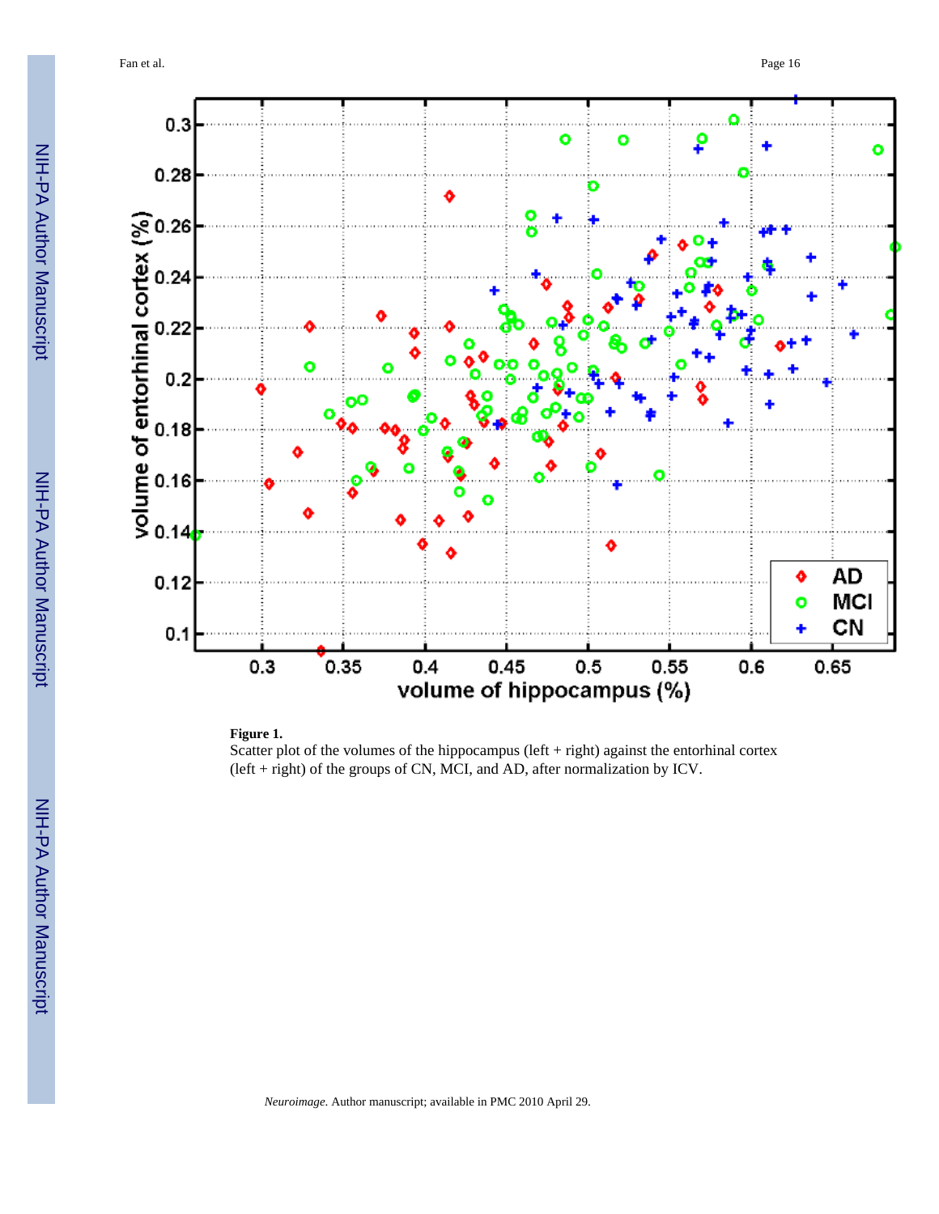**Figure 1.**

Scatter plot of the volumes of the hippocampus (left + right) against the entorhinal cortex (left + right) of the groups of CN, MCI, and AD, after normalization by ICV.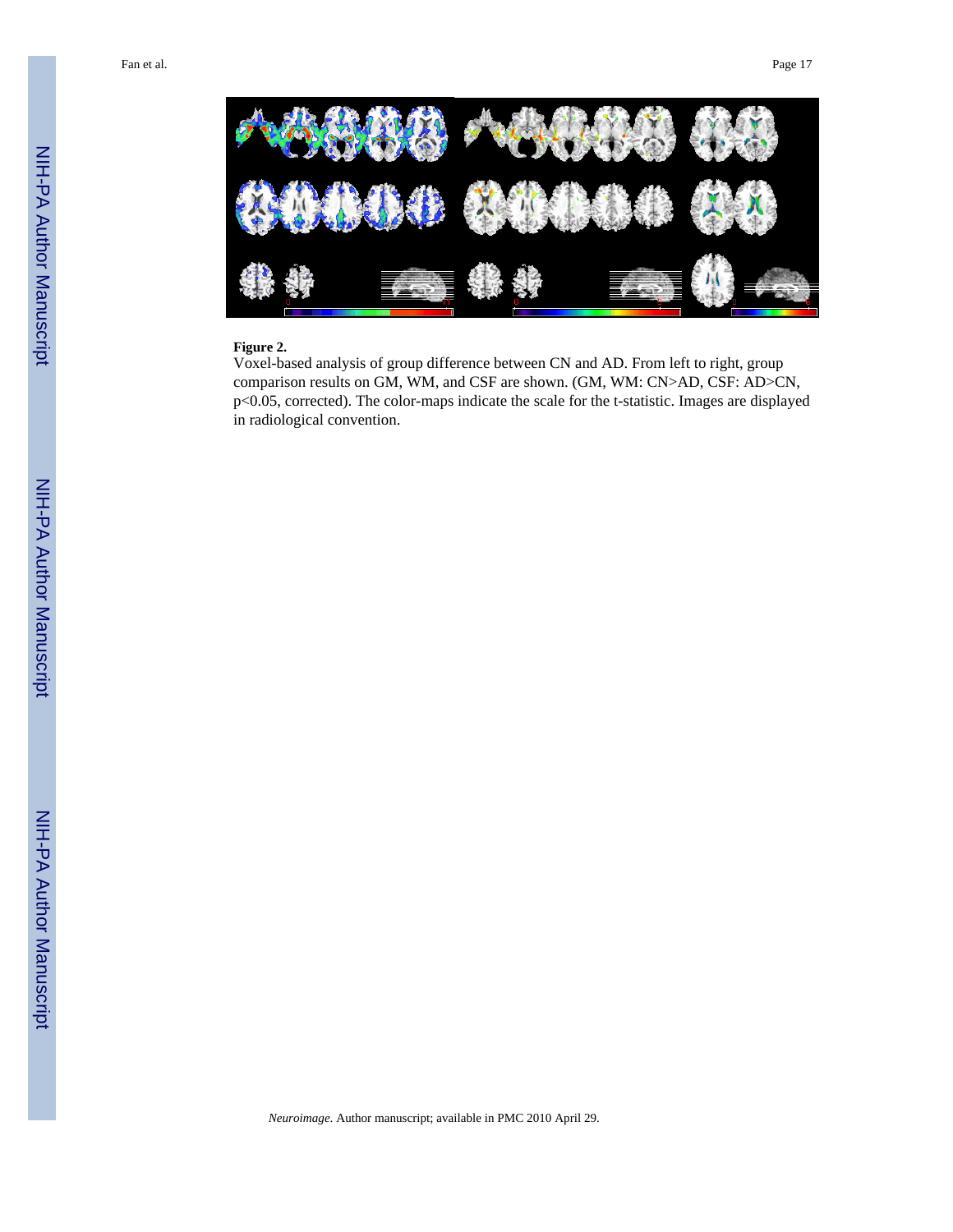**Figure 2.**

Voxel-based analysis of group difference between CN and AD. From left to right, group comparison results on GM, WM, and CSF are shown. (GM, WM: CN>AD, CSF: AD>CN, $p<0.05$, corrected). The color-maps indicate the scale for the t-statistic. Images are displayed in radiological convention.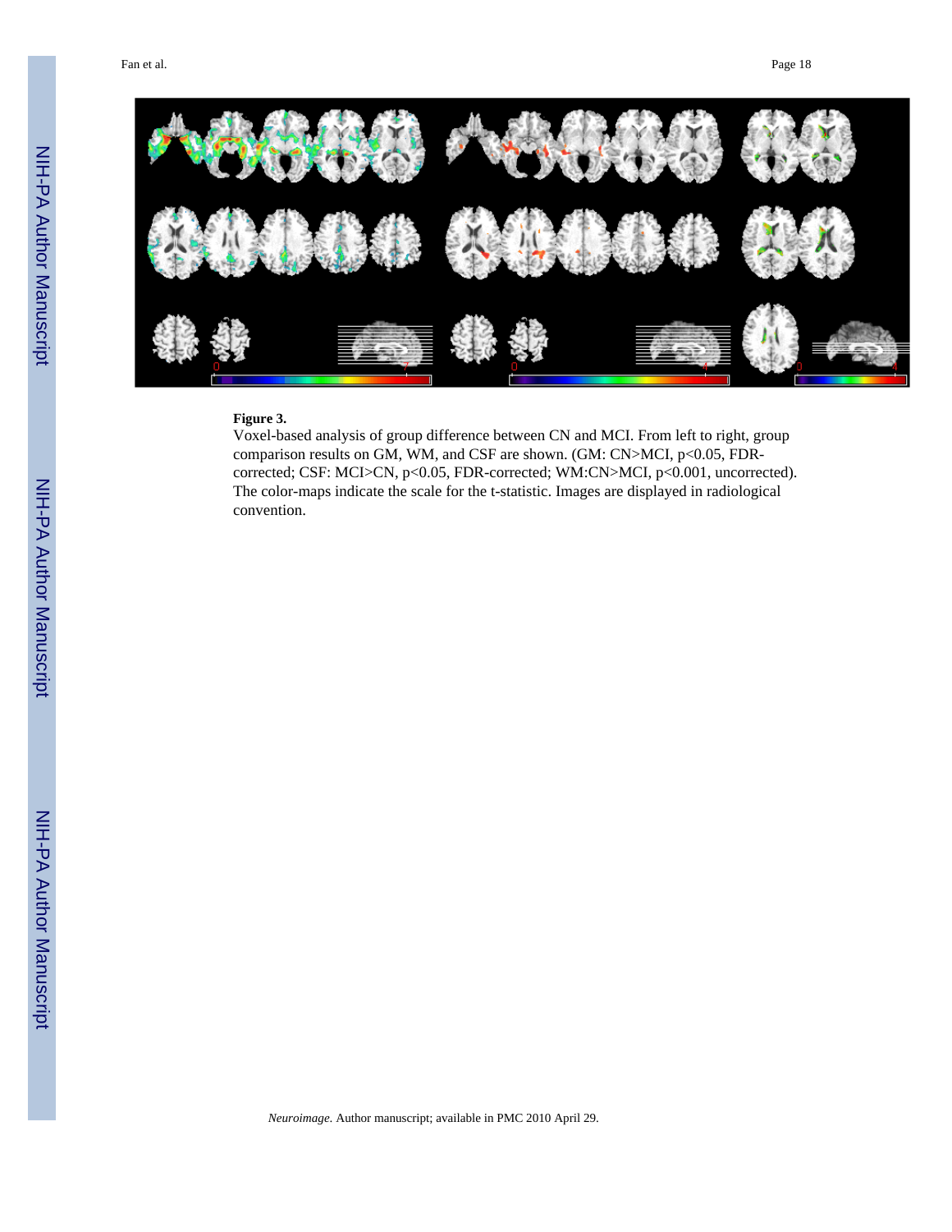**Figure 3.**

Voxel-based analysis of group difference between CN and MCI. From left to right, group comparison results on GM, WM, and CSF are shown. (GM: CN>MCI, $p<0.05$, FDR-corrected; CSF: MCI>CN, $p<0.05$, FDR-corrected; WM:CN>MCI, $p<0.001$, uncorrected). The color-maps indicate the scale for the t-statistic. Images are displayed in radiological convention.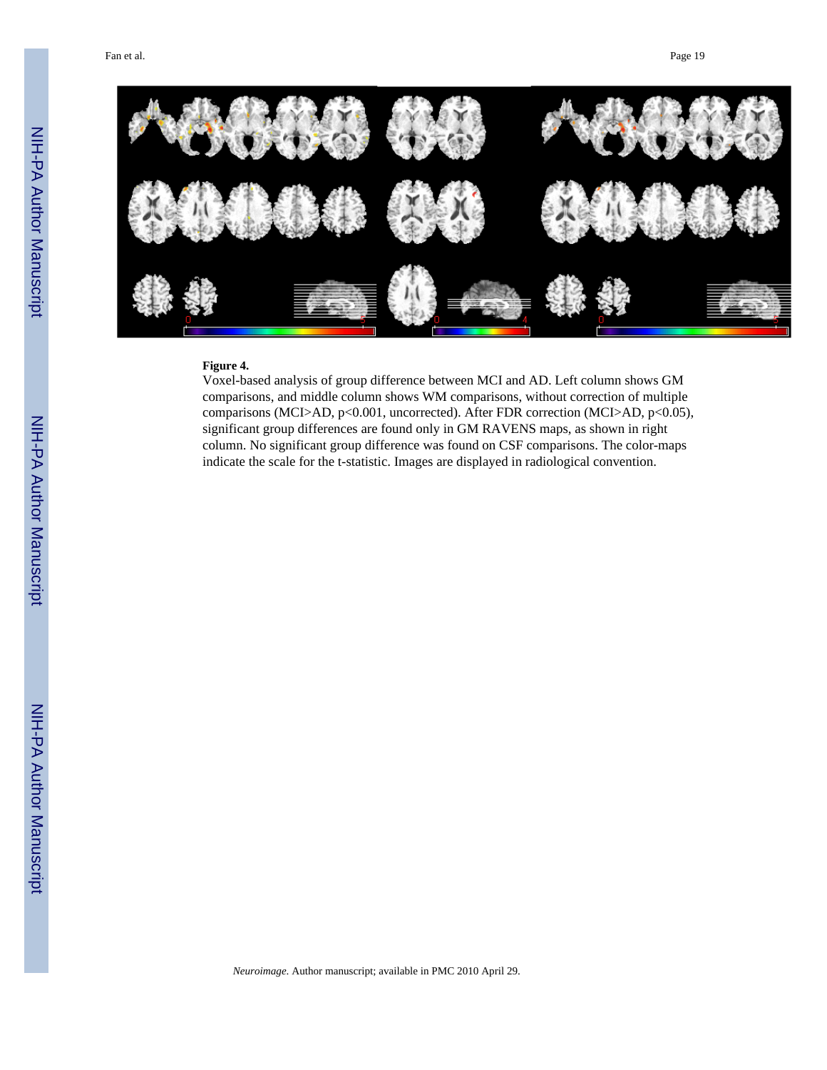**Figure 4.**

Voxel-based analysis of group difference between MCI and AD. Left column shows GM comparisons, and middle column shows WM comparisons, without correction of multiple comparisons (MCI>AD, $p<0.001$, uncorrected). After FDR correction (MCI>AD, $p<0.05$), significant group differences are found only in GM RAVENS maps, as shown in right column. No significant group difference was found on CSF comparisons. The color-maps indicate the scale for the t-statistic. Images are displayed in radiological convention.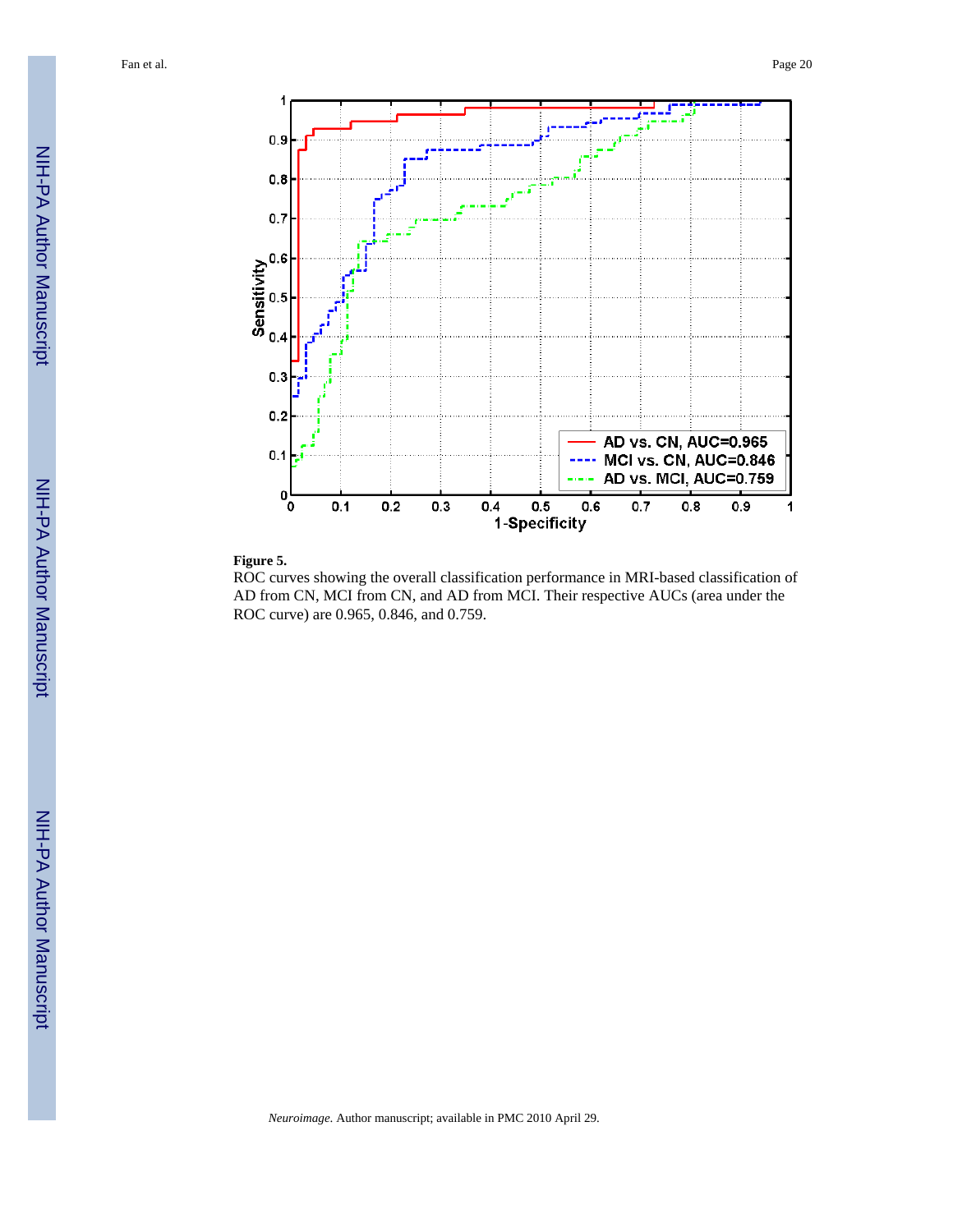**Figure 5.**

ROC curves showing the overall classification performance in MRI-based classification of AD from CN, MCI from CN, and AD from MCI. Their respective AUCs (area under the ROC curve) are 0.965, 0.846, and 0.759.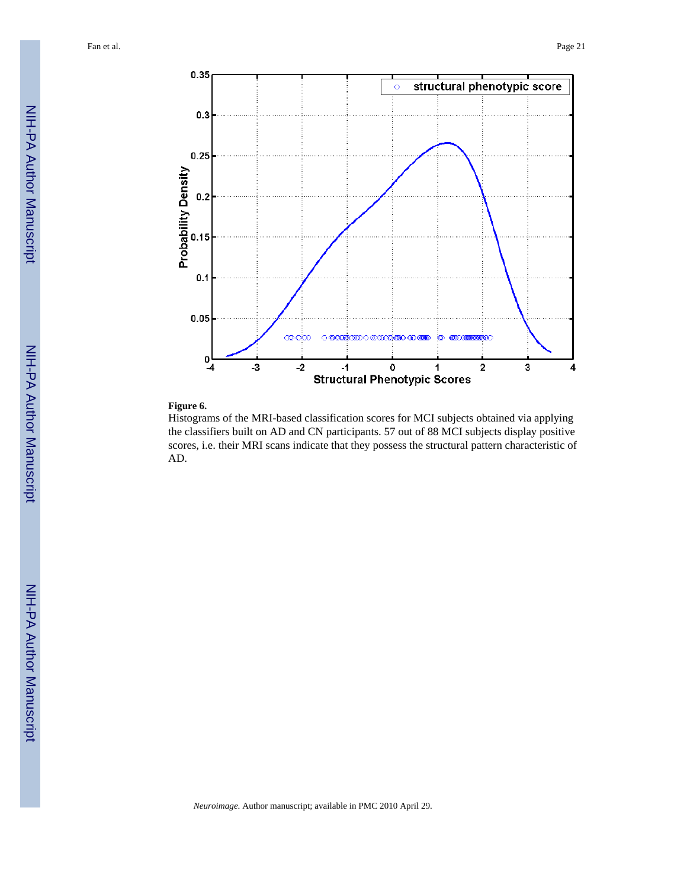**Figure 6.**

Histograms of the MRI-based classification scores for MCI subjects obtained via applying the classifiers built on AD and CN participants. 57 out of 88 MCI subjects display positive scores, i.e. their MRI scans indicate that they possess the structural pattern characteristic of AD.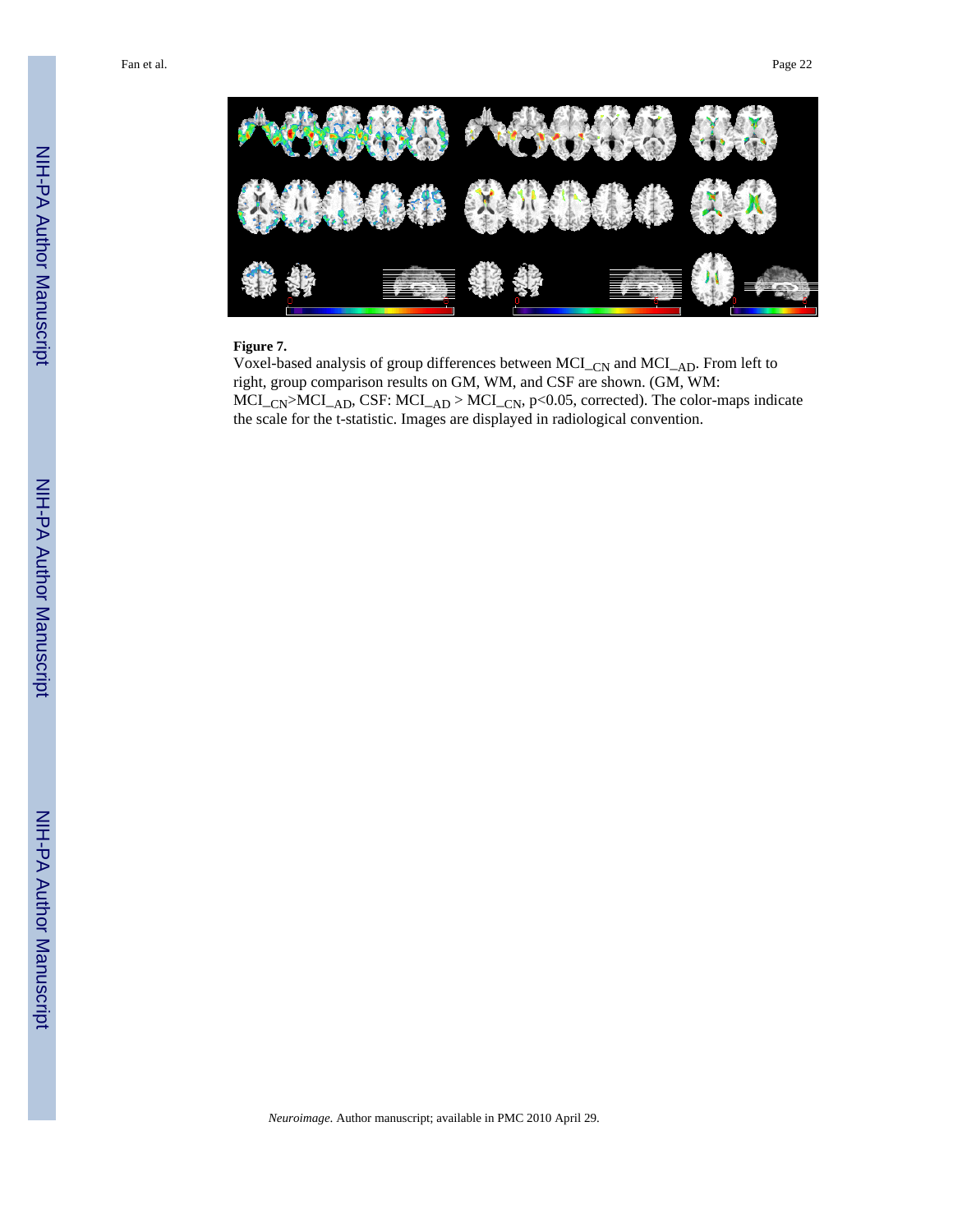**Figure 7.**

Voxel-based analysis of group differences between $MCI_{\_CN}$ and $MCI_{\_AD}$. From left to right, group comparison results on GM, WM, and CSF are shown. (GM, WM: $MCI_{\_CN} > MCI_{\_AD}$, CSF: $MCI_{\_AD} > MCI_{\_CN}$, $p<0.05$, corrected). The color-maps indicate the scale for the t-statistic. Images are displayed in radiological convention.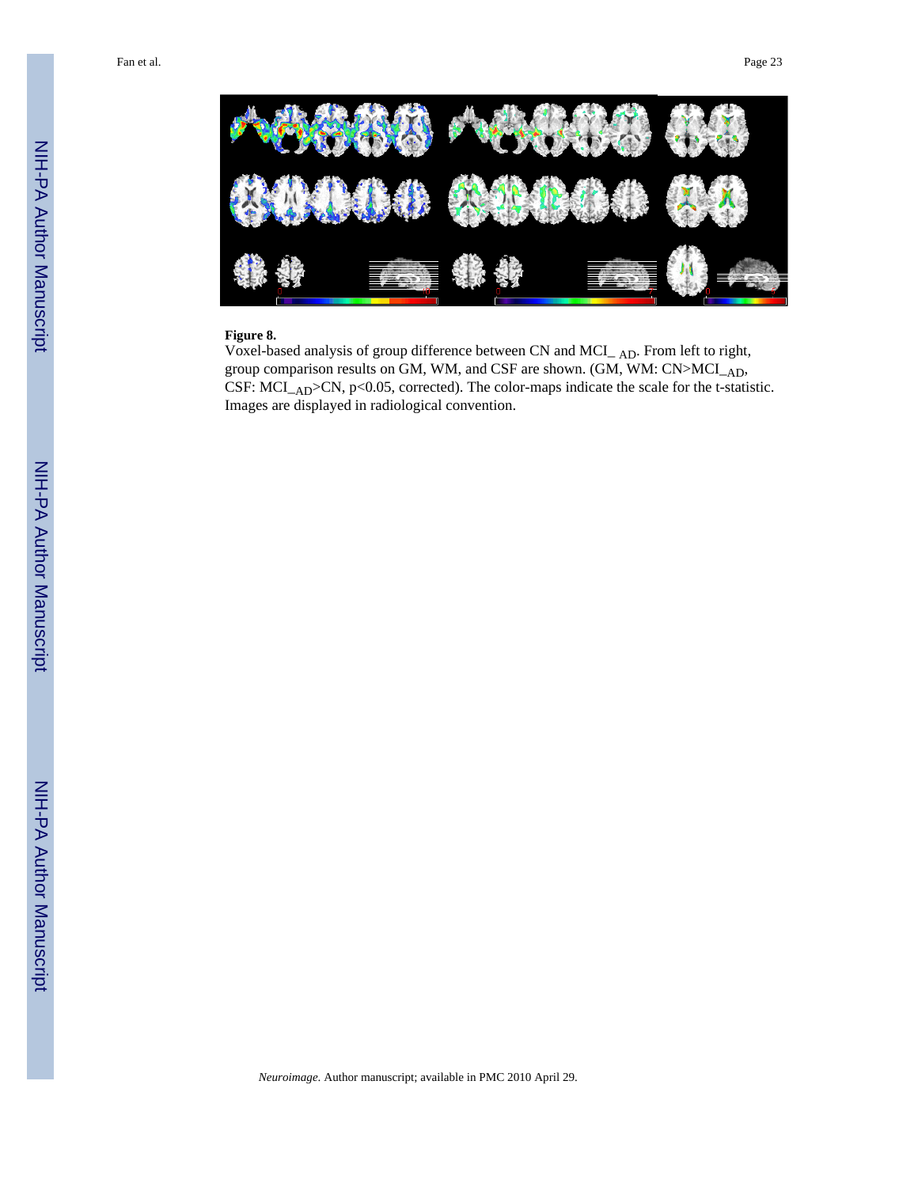**Figure 8.**

Voxel-based analysis of group difference between CN and $MCI_{\_AD}$. From left to right, group comparison results on GM, WM, and CSF are shown. (GM, WM: CN>$MCI_{\_AD}$, CSF: $MCI_{\_AD}$>CN, $p<0.05$, corrected). The color-maps indicate the scale for the t-statistic. Images are displayed in radiological convention.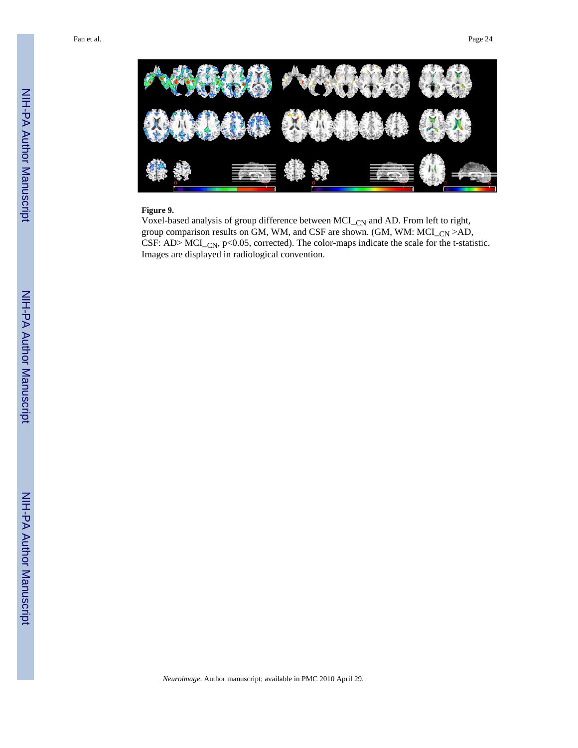**Figure 9.**

Voxel-based analysis of group difference between $MCI\_{CN}$ and AD. From left to right, group comparison results on GM, WM, and CSF are shown. (GM, WM: $MCI\_{CN}$ >AD, CSF: AD> $MCI\_{CN}$, $p<0.05$, corrected). The color-maps indicate the scale for the t-statistic. Images are displayed in radiological convention.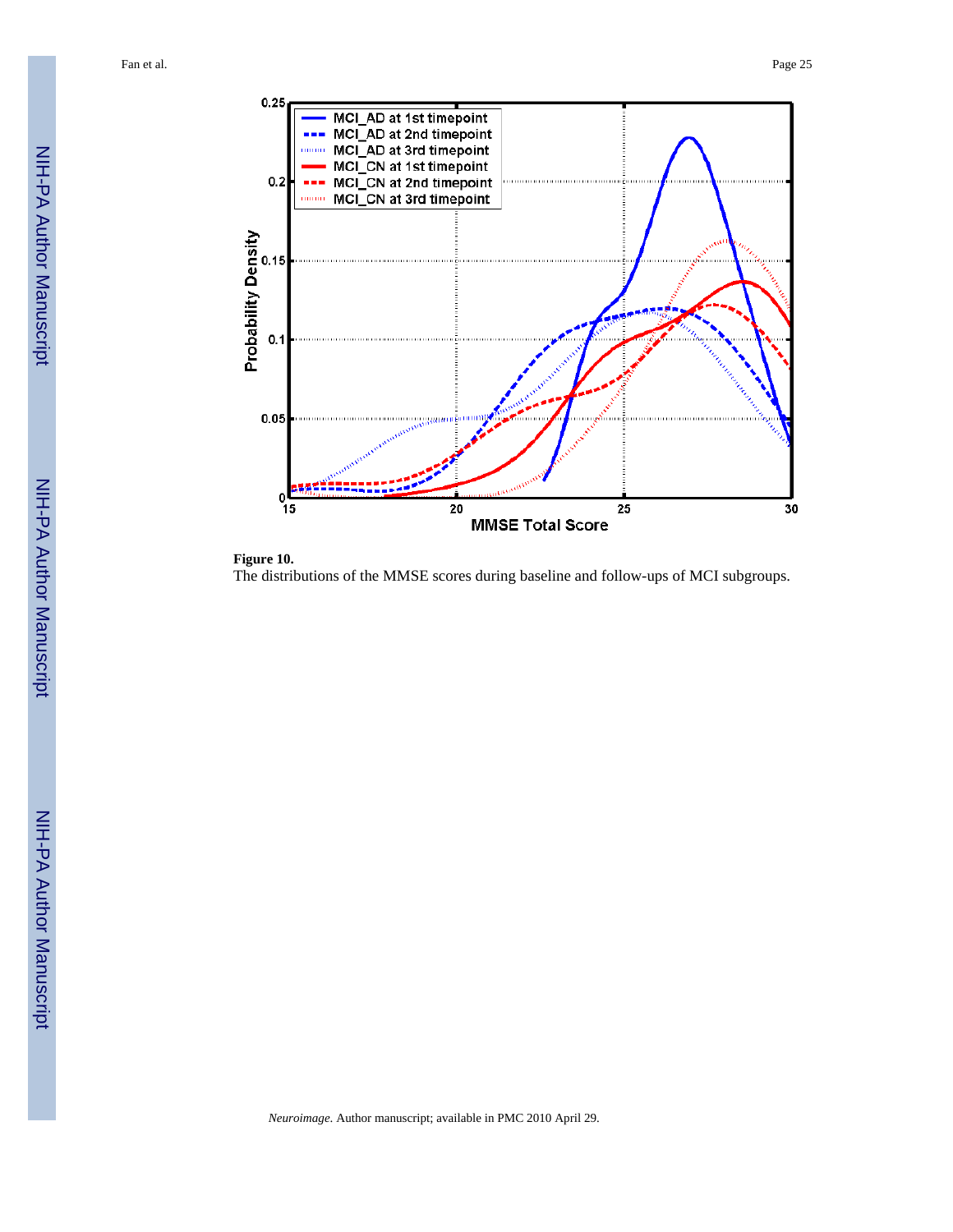**Figure 10.**

The distributions of the MMSE scores during baseline and follow-ups of MCI subgroups.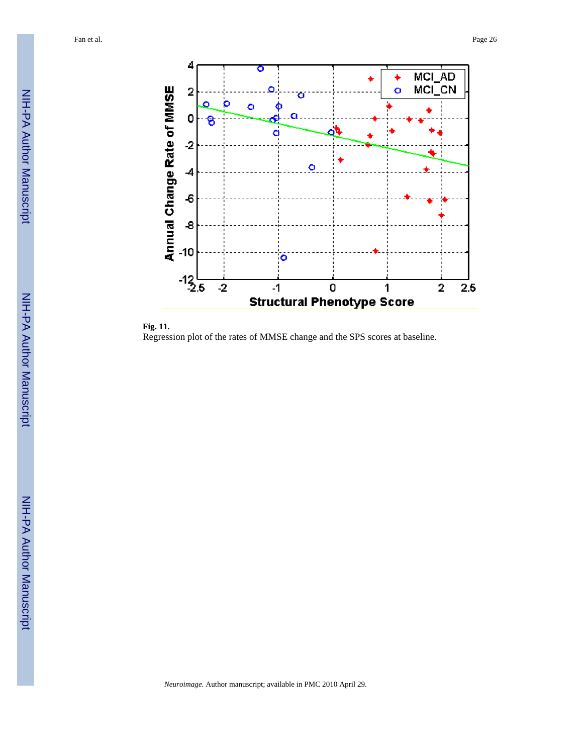**Fig. 11.**
Regression plot of the rates of MMSE change and the SPS scores at baseline.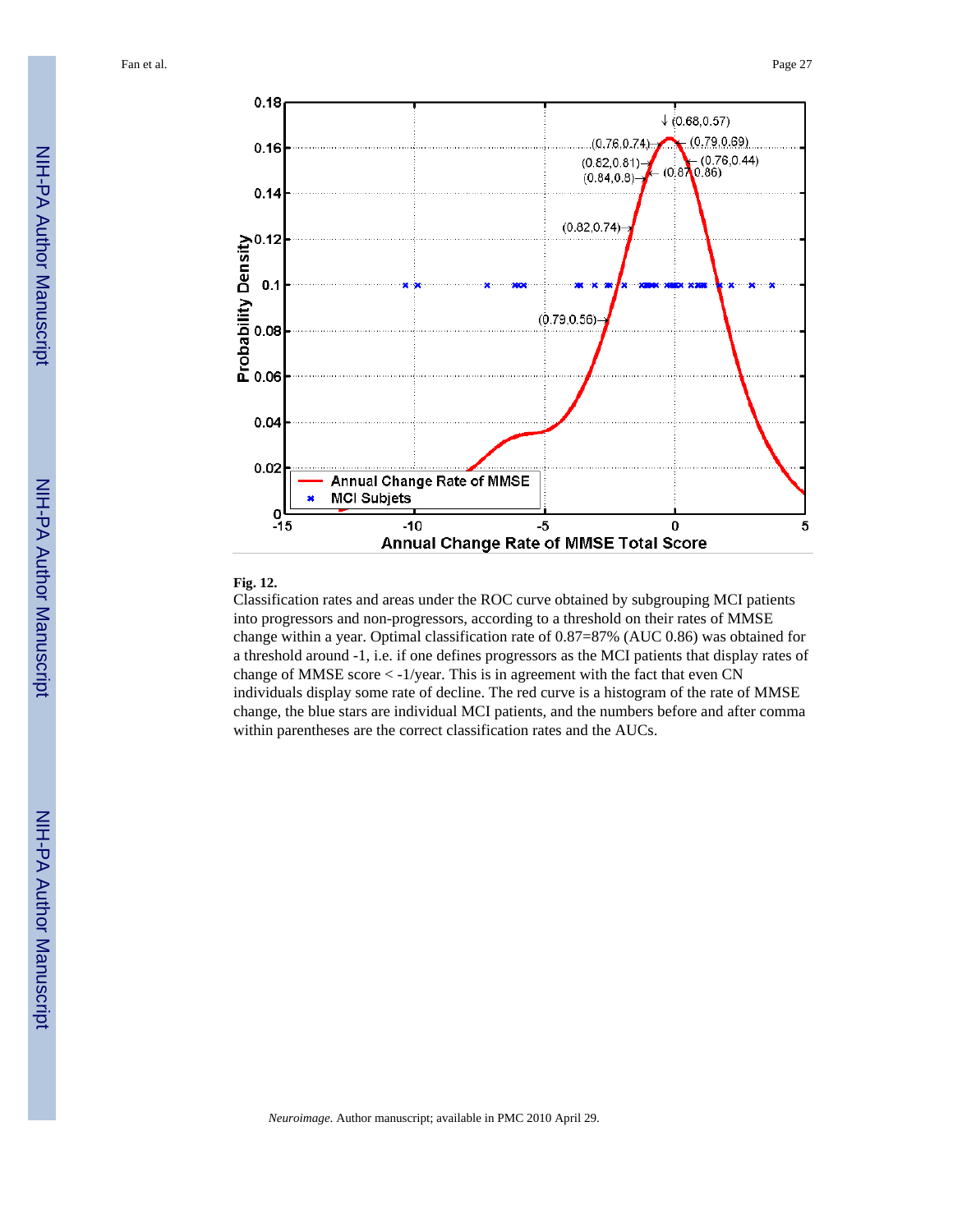Probability Density

Annual Change Rate of MMSE Total Score

0.18
0.16
0.14
0.12
0.1
0.08
0.06
0.04
0.02
0

-15
-10
-5
0
5

(0.68,0.57)
(0.76,0.74)
(0.79,0.69)
(0.82,0.81)
(0.76,0.44)
(0.84,0.8)
(0.87,0.86)
(0.82,0.74)
(0.79,0.56)

Annual Change Rate of MMSE
MCI Subjets

**Fig. 12.**

Classification rates and areas under the ROC curve obtained by subgrouping MCI patients into progressors and non-progressors, according to a threshold on their rates of MMSE change within a year. Optimal classification rate of 0.87=87% (AUC 0.86) was obtained for a threshold around -1, i.e. if one defines progressors as the MCI patients that display rates of change of MMSE score < -1/year. This is in agreement with the fact that even CN individuals display some rate of decline. The red curve is a histogram of the rate of MMSE change, the blue stars are individual MCI patients, and the numbers before and after comma within parentheses are the correct classification rates and the AUCs.